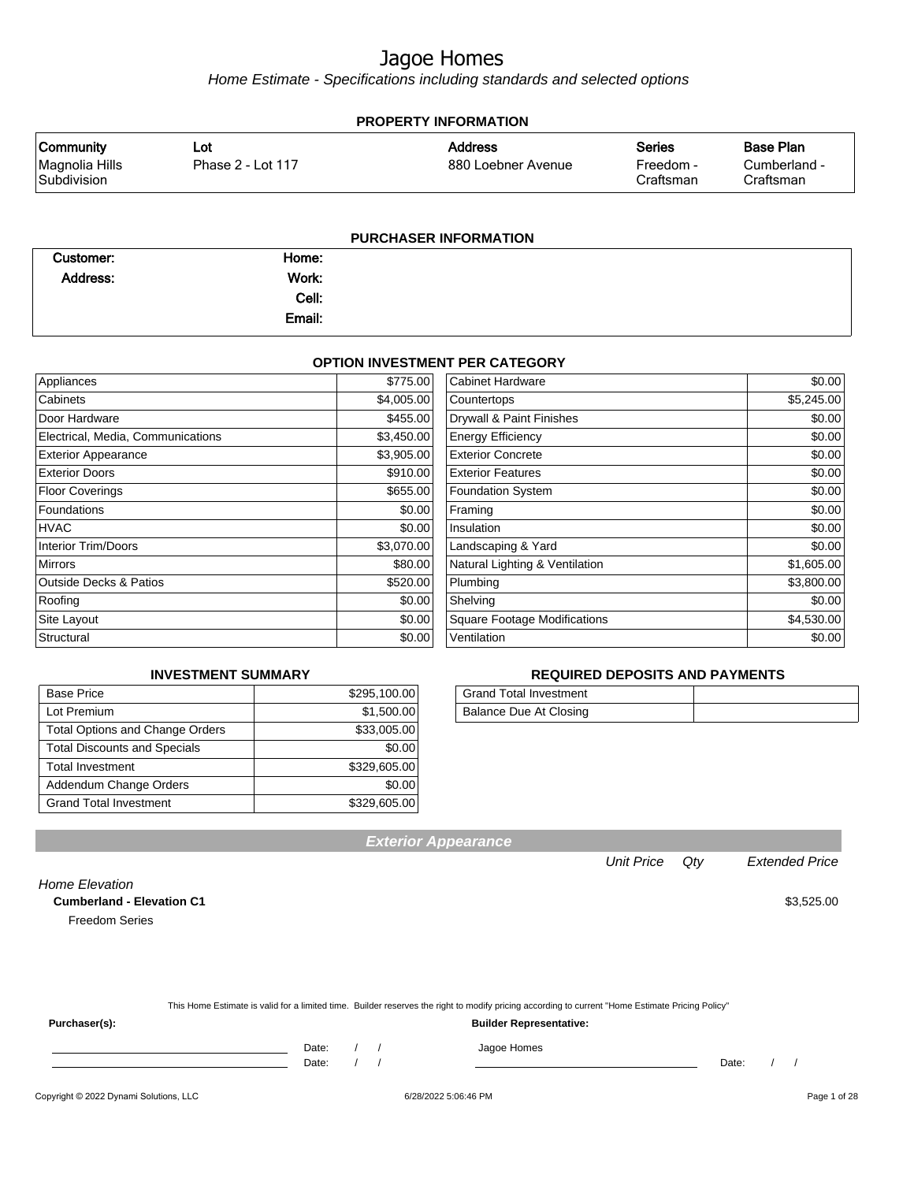# Jagoe Homes

*Home Estimate - Specifications including standards and selected options*

## PROPERTY INFORMATION

| Community | Lot | Address | Series | Base Plan |
|---|---|---|---|---|
| Magnolia Hills Subdivision | Phase 2 - Lot 117 | 880 Loebner Avenue | Freedom - Craftsman | Cumberland - Craftsman |

## PURCHASER INFORMATION

| | | | |
|---|---|---|---|
| **Customer:** | | **Home:** | |
| **Address:** | | **Work:** | |
| | | **Cell:** | |
| | | **Email:** | |

## OPTION INVESTMENT PER CATEGORY

| Category | Amount | Category | Amount |
|---|---|---|---|
| Appliances | $775.00 | Cabinet Hardware | $0.00 |
| Cabinets | $4,005.00 | Countertops | $5,245.00 |
| Door Hardware | $455.00 | Drywall & Paint Finishes | $0.00 |
| Electrical, Media, Communications | $3,450.00 | Energy Efficiency | $0.00 |
| Exterior Appearance | $3,905.00 | Exterior Concrete | $0.00 |
| Exterior Doors | $910.00 | Exterior Features | $0.00 |
| Floor Coverings | $655.00 | Foundation System | $0.00 |
| Foundations | $0.00 | Framing | $0.00 |
| HVAC | $0.00 | Insulation | $0.00 |
| Interior Trim/Doors | $3,070.00 | Landscaping & Yard | $0.00 |
| Mirrors | $80.00 | Natural Lighting & Ventilation | $1,605.00 |
| Outside Decks & Patios | $520.00 | Plumbing | $3,800.00 |
| Roofing | $0.00 | Shelving | $0.00 |
| Site Layout | $0.00 | Square Footage Modifications | $4,530.00 |
| Structural | $0.00 | Ventilation | $0.00 |

## INVESTMENT SUMMARY

| | |
|---|---|
| Base Price | $295,100.00 |
| Lot Premium | $1,500.00 |
| Total Options and Change Orders | $33,005.00 |
| Total Discounts and Specials | $0.00 |
| Total Investment | $329,605.00 |
| Addendum Change Orders | $0.00 |
| Grand Total Investment | $329,605.00 |

## REQUIRED DEPOSITS AND PAYMENTS

| | |
|---|---|
| Grand Total Investment | |
| Balance Due At Closing | |

## Exterior Appearance

| | Unit Price | Qty | Extended Price |
|---|---|---|---|
| *Home Elevation* | | | |
| **Cumberland - Elevation C1** | | | $3,525.00 |
| Freedom Series | | | |

This Home Estimate is valid for a limited time. Builder reserves the right to modify pricing according to current "Home Estimate Pricing Policy"

**Purchaser(s):** **Builder Representative:**

Date: / / Jagoe Homes

Date: / / Date: / /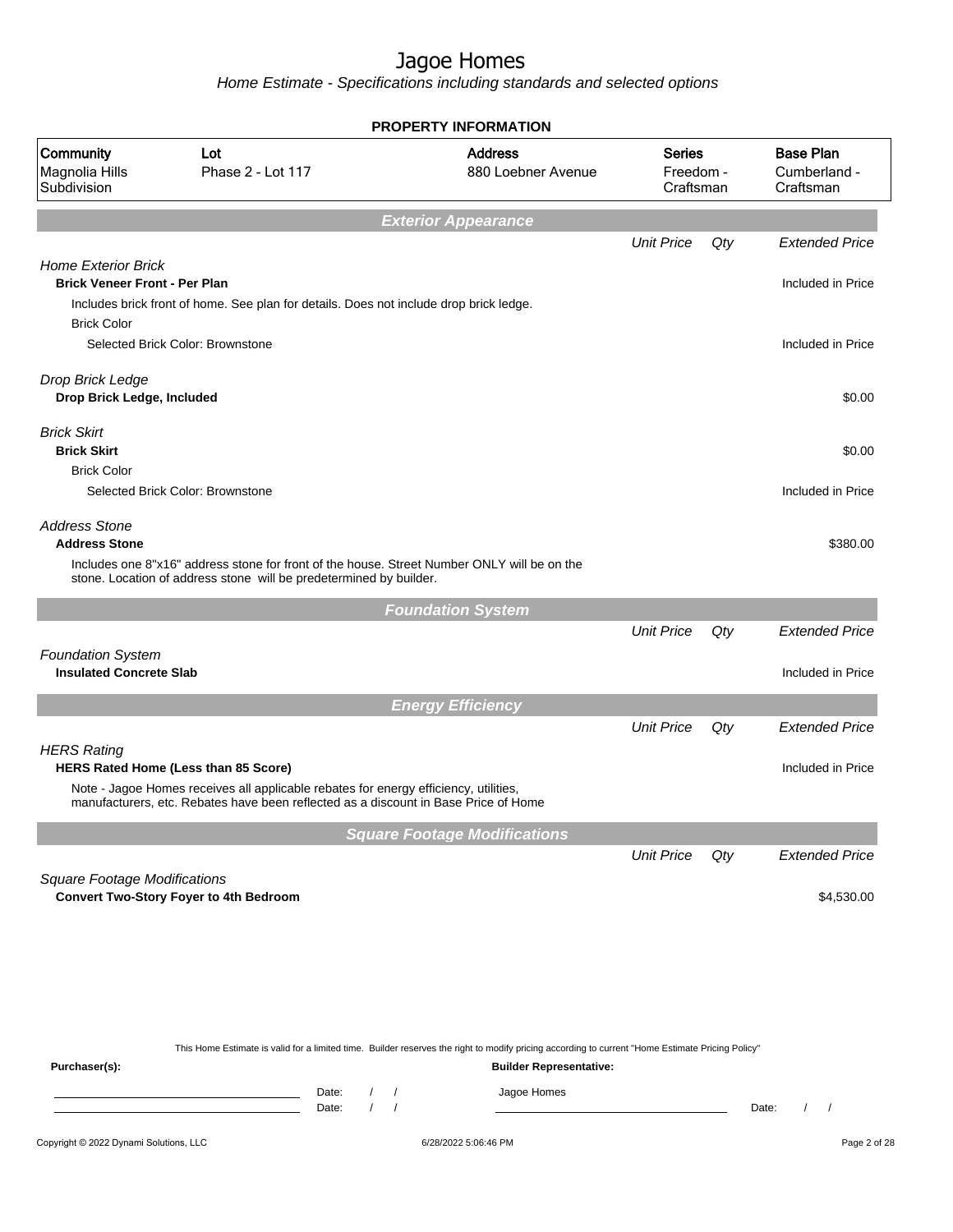# Jagoe Homes

*Home Estimate - Specifications including standards and selected options*

**PROPERTY INFORMATION**

| Community | Lot | Address | Series | Base Plan |
|---|---|---|---|---|
| Magnolia Hills Subdivision | Phase 2 - Lot 117 | 880 Loebner Avenue | Freedom - Craftsman | Cumberland - Craftsman |

## Exterior Appearance

| | Unit Price | Qty | Extended Price |
|---|---|---|---|
| *Home Exterior Brick* | | | |
| **Brick Veneer Front - Per Plan** | | | Included in Price |
| Includes brick front of home. See plan for details. Does not include drop brick ledge. | | | |
| Brick Color | | | |
| Selected Brick Color: Brownstone | | | Included in Price |
| *Drop Brick Ledge* | | | |
| **Drop Brick Ledge, Included** | | | $0.00 |
| *Brick Skirt* | | | |
| **Brick Skirt** | | | $0.00 |
| Brick Color | | | |
| Selected Brick Color: Brownstone | | | Included in Price |
| *Address Stone* | | | |
| **Address Stone** | | | $380.00 |
| Includes one 8"x16" address stone for front of the house. Street Number ONLY will be on the stone. Location of address stone will be predetermined by builder. | | | |

## Foundation System

| | Unit Price | Qty | Extended Price |
|---|---|---|---|
| *Foundation System* | | | |
| **Insulated Concrete Slab** | | | Included in Price |

## Energy Efficiency

| | Unit Price | Qty | Extended Price |
|---|---|---|---|
| *HERS Rating* | | | |
| **HERS Rated Home (Less than 85 Score)** | | | Included in Price |
| Note - Jagoe Homes receives all applicable rebates for energy efficiency, utilities, manufacturers, etc. Rebates have been reflected as a discount in Base Price of Home | | | |

## Square Footage Modifications

| | Unit Price | Qty | Extended Price |
|---|---|---|---|
| *Square Footage Modifications* | | | |
| **Convert Two-Story Foyer to 4th Bedroom** | | | $4,530.00 |

This Home Estimate is valid for a limited time. Builder reserves the right to modify pricing according to current "Home Estimate Pricing Policy"

**Purchaser(s):** Date: / / Date: / /

**Builder Representative:** Jagoe Homes Date: / /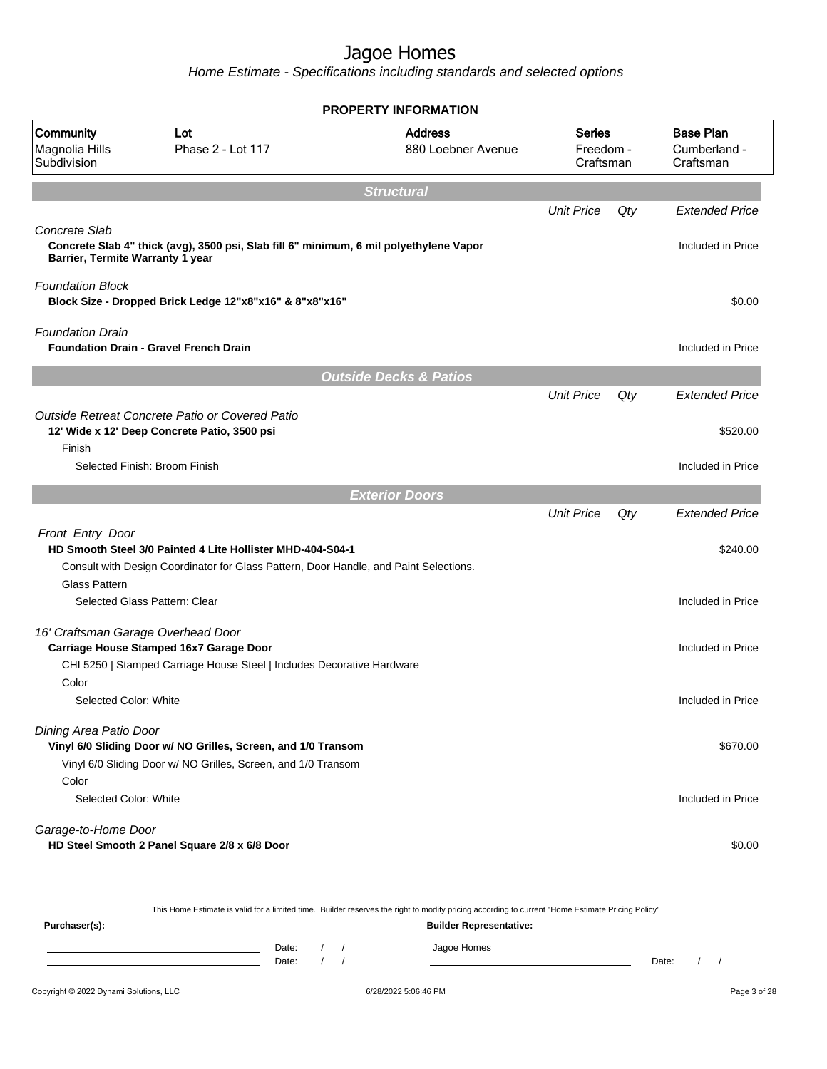# Jagoe Homes

*Home Estimate - Specifications including standards and selected options*

## PROPERTY INFORMATION

| Community | Lot | Address | Series | Base Plan |
|---|---|---|---|---|
| Magnolia Hills Subdivision | Phase 2 - Lot 117 | 880 Loebner Avenue | Freedom - Craftsman | Cumberland - Craftsman |

## Structural

| | Unit Price | Qty | Extended Price |
|---|---|---|---|
| *Concrete Slab* | | | |
| **Concrete Slab 4" thick (avg), 3500 psi, Slab fill 6" minimum, 6 mil polyethylene Vapor Barrier, Termite Warranty 1 year** | | | Included in Price |
| *Foundation Block* | | | |
| **Block Size - Dropped Brick Ledge 12"x8"x16" & 8"x8"x16"** | | | $0.00 |
| *Foundation Drain* | | | |
| **Foundation Drain - Gravel French Drain** | | | Included in Price |

## Outside Decks & Patios

| | Unit Price | Qty | Extended Price |
|---|---|---|---|
| *Outside Retreat Concrete Patio or Covered Patio* | | | |
| **12' Wide x 12' Deep Concrete Patio, 3500 psi** | | | $520.00 |
| Finish | | | |
| Selected Finish: Broom Finish | | | Included in Price |

## Exterior Doors

| | Unit Price | Qty | Extended Price |
|---|---|---|---|
| *Front Entry Door* | | | |
| **HD Smooth Steel 3/0 Painted 4 Lite Hollister MHD-404-S04-1** | | | $240.00 |
| Consult with Design Coordinator for Glass Pattern, Door Handle, and Paint Selections. | | | |
| Glass Pattern | | | |
| Selected Glass Pattern: Clear | | | Included in Price |
| *16' Craftsman Garage Overhead Door* | | | |
| **Carriage House Stamped 16x7 Garage Door** | | | Included in Price |
| CHI 5250 \| Stamped Carriage House Steel \| Includes Decorative Hardware | | | |
| Color | | | |
| Selected Color: White | | | Included in Price |
| *Dining Area Patio Door* | | | |
| **Vinyl 6/0 Sliding Door w/ NO Grilles, Screen, and 1/0 Transom** | | | $670.00 |
| Vinyl 6/0 Sliding Door w/ NO Grilles, Screen, and 1/0 Transom | | | |
| Color | | | |
| Selected Color: White | | | Included in Price |
| *Garage-to-Home Door* | | | |
| **HD Steel Smooth 2 Panel Square 2/8 x 6/8 Door** | | | $0.00 |

This Home Estimate is valid for a limited time. Builder reserves the right to modify pricing according to current "Home Estimate Pricing Policy"

**Purchaser(s):** ______________________ Date: / / 
______________________ Date: / /

**Builder Representative:** Jagoe Homes ______________________ Date: / /

Copyright © 2022 Dynami Solutions, LLC — 6/28/2022 5:06:46 PM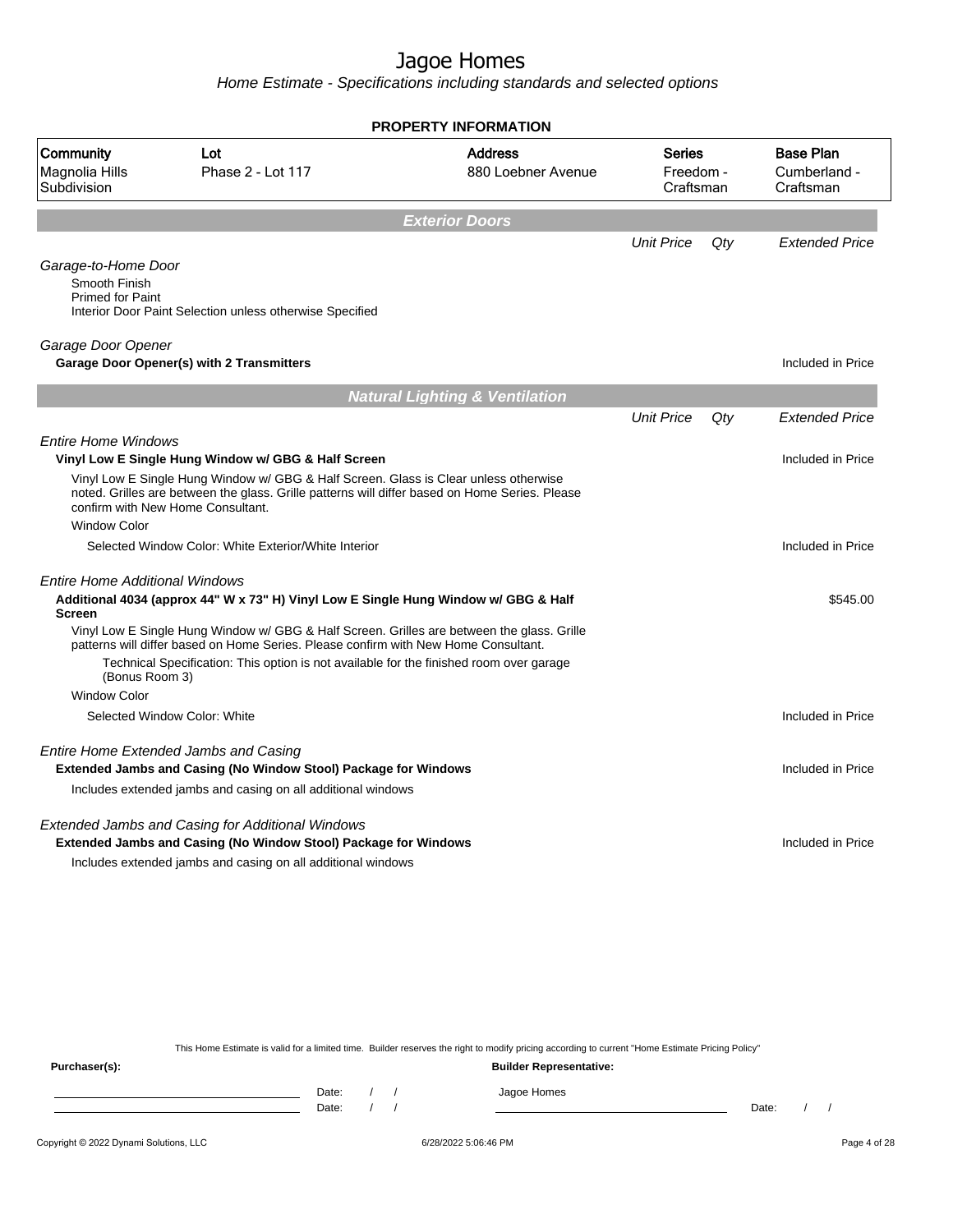# Jagoe Homes

*Home Estimate - Specifications including standards and selected options*

**PROPERTY INFORMATION**

| Community | Lot | Address | Series | Base Plan |
|---|---|---|---|---|
| Magnolia Hills Subdivision | Phase 2 - Lot 117 | 880 Loebner Avenue | Freedom - Craftsman | Cumberland - Craftsman |

## Exterior Doors

| | Unit Price | Qty | Extended Price |
|---|---|---|---|
| *Garage-to-Home Door* | | | |
| Smooth Finish<br>Primed for Paint<br>Interior Door Paint Selection unless otherwise Specified | | | |
| *Garage Door Opener* | | | |
| **Garage Door Opener(s) with 2 Transmitters** | | | Included in Price |

## Natural Lighting & Ventilation

| | Unit Price | Qty | Extended Price |
|---|---|---|---|
| *Entire Home Windows* | | | |
| **Vinyl Low E Single Hung Window w/ GBG & Half Screen** | | | Included in Price |
| Vinyl Low E Single Hung Window w/ GBG & Half Screen. Glass is Clear unless otherwise noted. Grilles are between the glass. Grille patterns will differ based on Home Series. Please confirm with New Home Consultant. | | | |
| Window Color | | | |
| Selected Window Color: White Exterior/White Interior | | | Included in Price |
| *Entire Home Additional Windows* | | | |
| **Additional 4034 (approx 44" W x 73" H) Vinyl Low E Single Hung Window w/ GBG & Half Screen** | | | $545.00 |
| Vinyl Low E Single Hung Window w/ GBG & Half Screen. Grilles are between the glass. Grille patterns will differ based on Home Series. Please confirm with New Home Consultant. | | | |
| Technical Specification: This option is not available for the finished room over garage (Bonus Room 3) | | | |
| Window Color | | | |
| Selected Window Color: White | | | Included in Price |
| *Entire Home Extended Jambs and Casing* | | | |
| **Extended Jambs and Casing (No Window Stool) Package for Windows** | | | Included in Price |
| Includes extended jambs and casing on all additional windows | | | |
| *Extended Jambs and Casing for Additional Windows* | | | |
| **Extended Jambs and Casing (No Window Stool) Package for Windows** | | | Included in Price |
| Includes extended jambs and casing on all additional windows | | | |

This Home Estimate is valid for a limited time. Builder reserves the right to modify pricing according to current "Home Estimate Pricing Policy"

**Purchaser(s):**

Date: / /

Date: / /

**Builder Representative:**

Jagoe Homes

Date: / /

Copyright © 2022 Dynami Solutions, LLC — 6/28/2022 5:06:46 PM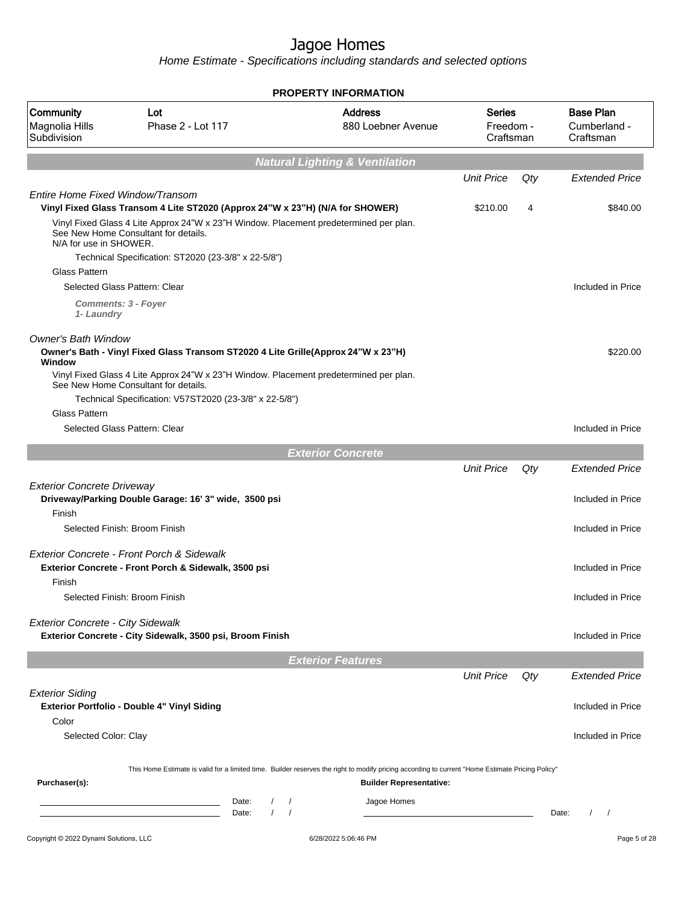# Jagoe Homes

*Home Estimate - Specifications including standards and selected options*

## PROPERTY INFORMATION

| Community | Lot | Address | Series | Base Plan |
|---|---|---|---|---|
| Magnolia Hills Subdivision | Phase 2 - Lot 117 | 880 Loebner Avenue | Freedom - Craftsman | Cumberland - Craftsman |

## Natural Lighting & Ventilation

| | Unit Price | Qty | Extended Price |
|---|---|---|---|
| *Entire Home Fixed Window/Transom* | | | |
| **Vinyl Fixed Glass Transom 4 Lite ST2020 (Approx 24"W x 23"H) (N/A for SHOWER)** | $210.00 | 4 | $840.00 |
| Vinyl Fixed Glass 4 Lite Approx 24"W x 23"H Window. Placement predetermined per plan. See New Home Consultant for details. N/A for use in SHOWER. | | | |
| Technical Specification: ST2020 (23-3/8" x 22-5/8") | | | |
| Glass Pattern | | | |
| Selected Glass Pattern: Clear | | | Included in Price |
| ***Comments: 3 - Foyer 1- Laundry*** | | | |
| *Owner's Bath Window* | | | |
| **Owner's Bath - Vinyl Fixed Glass Transom ST2020 4 Lite Grille(Approx 24"W x 23"H) Window** | | | $220.00 |
| Vinyl Fixed Glass 4 Lite Approx 24"W x 23"H Window. Placement predetermined per plan. See New Home Consultant for details. | | | |
| Technical Specification: V57ST2020 (23-3/8" x 22-5/8") | | | |
| Glass Pattern | | | |
| Selected Glass Pattern: Clear | | | Included in Price |

## Exterior Concrete

| | Unit Price | Qty | Extended Price |
|---|---|---|---|
| *Exterior Concrete Driveway* | | | |
| **Driveway/Parking Double Garage: 16' 3" wide, 3500 psi** | | | Included in Price |
| Finish | | | |
| Selected Finish: Broom Finish | | | Included in Price |
| *Exterior Concrete - Front Porch & Sidewalk* | | | |
| **Exterior Concrete - Front Porch & Sidewalk, 3500 psi** | | | Included in Price |
| Finish | | | |
| Selected Finish: Broom Finish | | | Included in Price |
| *Exterior Concrete - City Sidewalk* | | | |
| **Exterior Concrete - City Sidewalk, 3500 psi, Broom Finish** | | | Included in Price |

## Exterior Features

| | Unit Price | Qty | Extended Price |
|---|---|---|---|
| *Exterior Siding* | | | |
| **Exterior Portfolio - Double 4" Vinyl Siding** | | | Included in Price |
| Color | | | |
| Selected Color: Clay | | | Included in Price |

This Home Estimate is valid for a limited time. Builder reserves the right to modify pricing according to current "Home Estimate Pricing Policy"

**Purchaser(s):** **Builder Representative:**

Date: / /    Jagoe Homes

Date: / /    Date: / /

Copyright © 2022 Dynami Solutions, LLC    6/28/2022 5:06:46 PM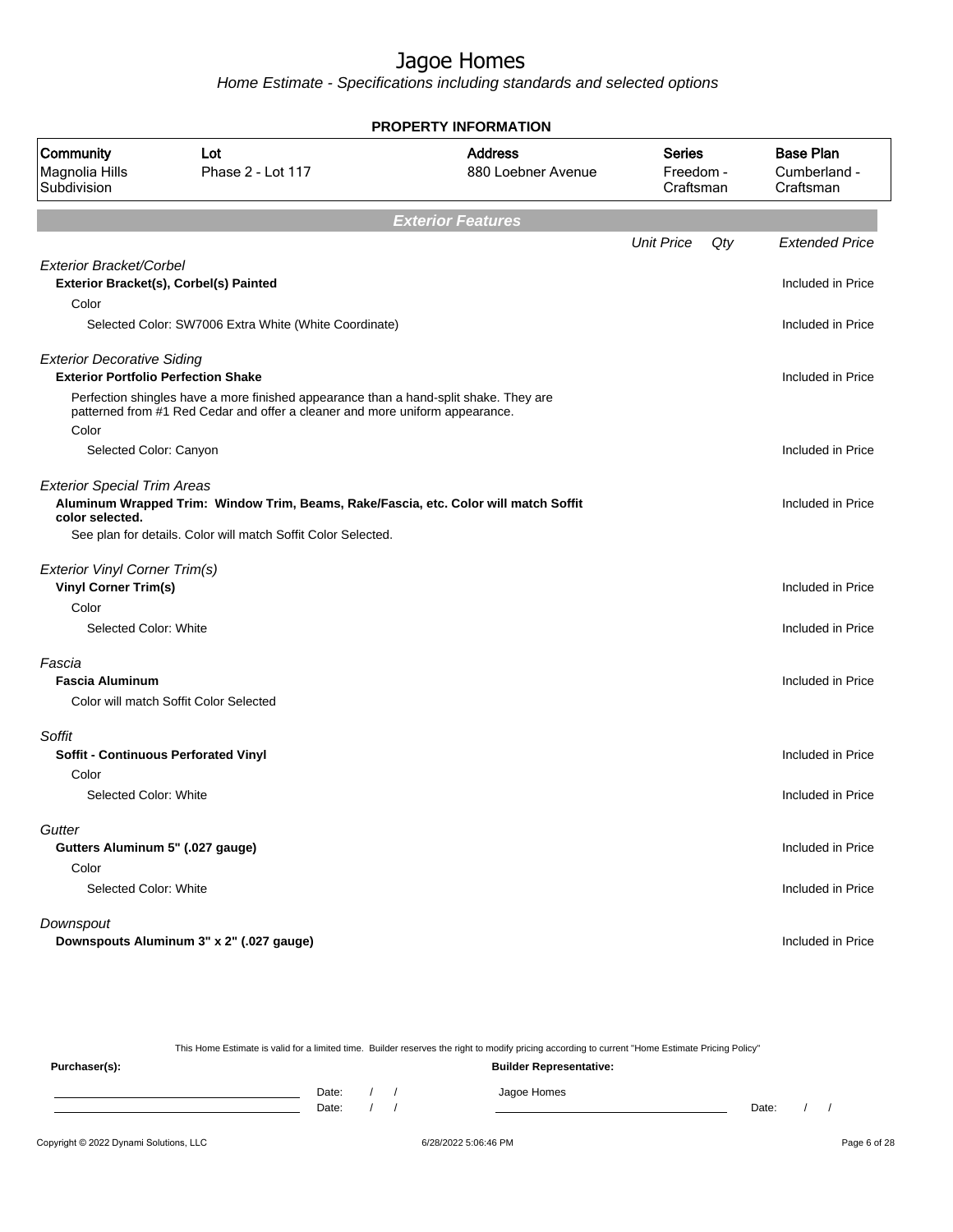# Jagoe Homes

*Home Estimate - Specifications including standards and selected options*

**PROPERTY INFORMATION**

| Community | Lot | Address | Series | Base Plan |
|---|---|---|---|---|
| Magnolia Hills Subdivision | Phase 2 - Lot 117 | 880 Loebner Avenue | Freedom - Craftsman | Cumberland - Craftsman |

## Exterior Features

| | Unit Price | Qty | Extended Price |
|---|---|---|---|
| *Exterior Bracket/Corbel* | | | |
| **Exterior Bracket(s), Corbel(s) Painted** | | | Included in Price |
| Color | | | |
| Selected Color: SW7006 Extra White (White Coordinate) | | | Included in Price |
| *Exterior Decorative Siding* | | | |
| **Exterior Portfolio Perfection Shake** | | | Included in Price |
| Perfection shingles have a more finished appearance than a hand-split shake. They are patterned from #1 Red Cedar and offer a cleaner and more uniform appearance. | | | |
| Color | | | |
| Selected Color: Canyon | | | Included in Price |
| *Exterior Special Trim Areas* | | | |
| **Aluminum Wrapped Trim: Window Trim, Beams, Rake/Fascia, etc. Color will match Soffit color selected.** | | | Included in Price |
| See plan for details. Color will match Soffit Color Selected. | | | |
| *Exterior Vinyl Corner Trim(s)* | | | |
| **Vinyl Corner Trim(s)** | | | Included in Price |
| Color | | | |
| Selected Color: White | | | Included in Price |
| *Fascia* | | | |
| **Fascia Aluminum** | | | Included in Price |
| Color will match Soffit Color Selected | | | |
| *Soffit* | | | |
| **Soffit - Continuous Perforated Vinyl** | | | Included in Price |
| Color | | | |
| Selected Color: White | | | Included in Price |
| *Gutter* | | | |
| **Gutters Aluminum 5" (.027 gauge)** | | | Included in Price |
| Color | | | |
| Selected Color: White | | | Included in Price |
| *Downspout* | | | |
| **Downspouts Aluminum 3" x 2" (.027 gauge)** | | | Included in Price |

This Home Estimate is valid for a limited time. Builder reserves the right to modify pricing according to current "Home Estimate Pricing Policy"

**Purchaser(s):** Date: / / Date: / /

**Builder Representative:** Jagoe Homes Date: / /

Copyright © 2022 Dynami Solutions, LLC 6/28/2022 5:06:46 PM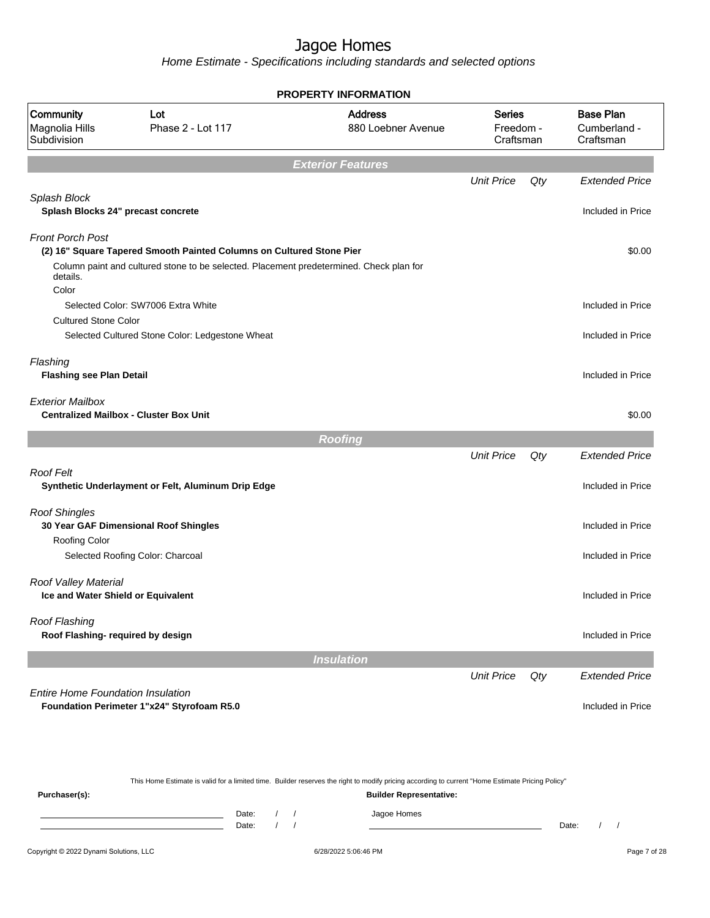# Jagoe Homes

*Home Estimate - Specifications including standards and selected options*

## PROPERTY INFORMATION

| Community | Lot | Address | Series | Base Plan |
|---|---|---|---|---|
| Magnolia Hills Subdivision | Phase 2 - Lot 117 | 880 Loebner Avenue | Freedom - Craftsman | Cumberland - Craftsman |

## Exterior Features

| | Unit Price | Qty | Extended Price |
|---|---|---|---|
| *Splash Block* | | | |
| **Splash Blocks 24" precast concrete** | | | Included in Price |
| *Front Porch Post* | | | |
| **(2) 16" Square Tapered Smooth Painted Columns on Cultured Stone Pier** | | | $0.00 |
| Column paint and cultured stone to be selected. Placement predetermined. Check plan for details. | | | |
| Color | | | |
| Selected Color: SW7006 Extra White | | | Included in Price |
| Cultured Stone Color | | | |
| Selected Cultured Stone Color: Ledgestone Wheat | | | Included in Price |
| *Flashing* | | | |
| **Flashing see Plan Detail** | | | Included in Price |
| *Exterior Mailbox* | | | |
| **Centralized Mailbox - Cluster Box Unit** | | | $0.00 |

## Roofing

| | Unit Price | Qty | Extended Price |
|---|---|---|---|
| *Roof Felt* | | | |
| **Synthetic Underlayment or Felt, Aluminum Drip Edge** | | | Included in Price |
| *Roof Shingles* | | | |
| **30 Year GAF Dimensional Roof Shingles** | | | Included in Price |
| Roofing Color | | | |
| Selected Roofing Color: Charcoal | | | Included in Price |
| *Roof Valley Material* | | | |
| **Ice and Water Shield or Equivalent** | | | Included in Price |
| *Roof Flashing* | | | |
| **Roof Flashing- required by design** | | | Included in Price |

## Insulation

| | Unit Price | Qty | Extended Price |
|---|---|---|---|
| *Entire Home Foundation Insulation* | | | |
| **Foundation Perimeter 1"x24" Styrofoam R5.0** | | | Included in Price |

This Home Estimate is valid for a limited time. Builder reserves the right to modify pricing according to current "Home Estimate Pricing Policy"

**Purchaser(s):** Date: / / Date: / /

**Builder Representative:** Jagoe Homes Date: / /

Copyright © 2022 Dynami Solutions, LLC 6/28/2022 5:06:46 PM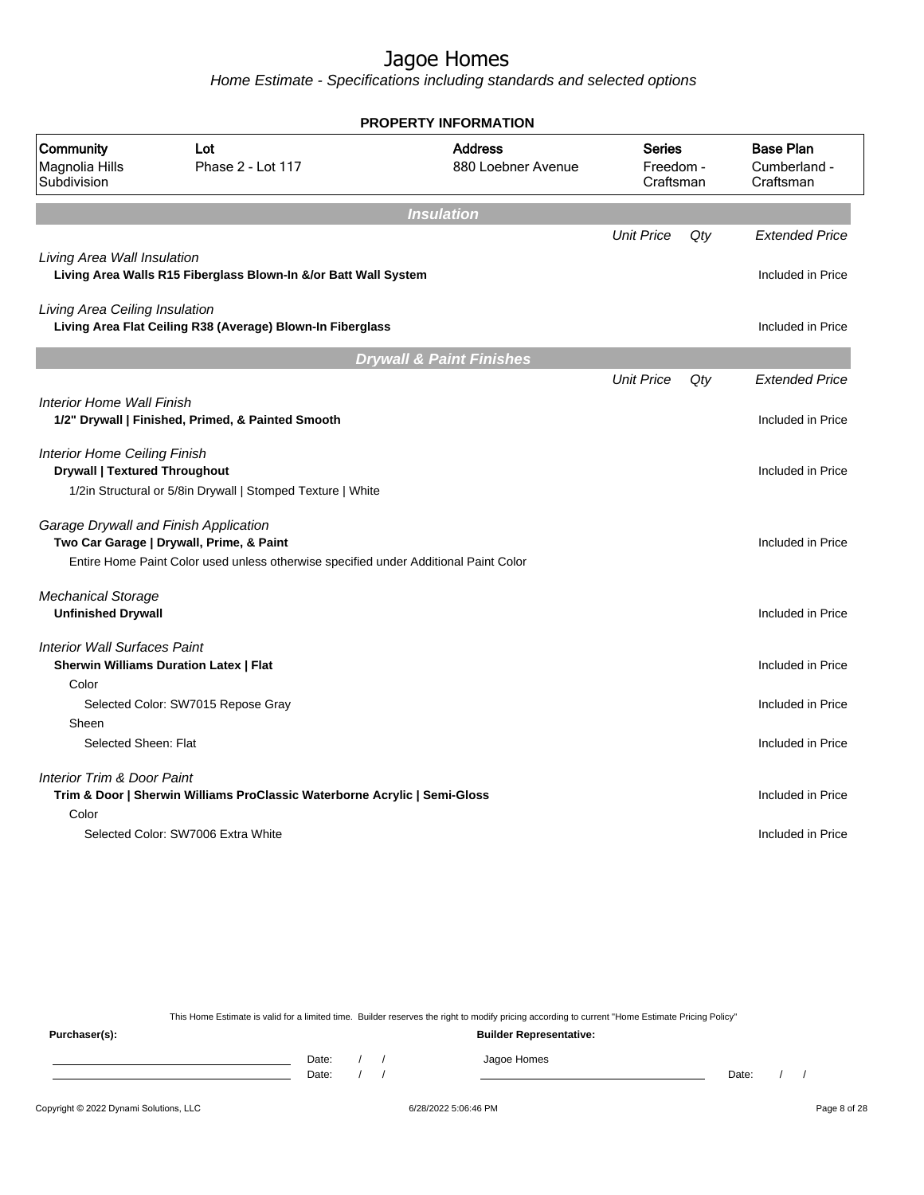# Jagoe Homes

*Home Estimate - Specifications including standards and selected options*

**PROPERTY INFORMATION**

| Community | Lot | Address | Series | Base Plan |
|---|---|---|---|---|
| Magnolia Hills Subdivision | Phase 2 - Lot 117 | 880 Loebner Avenue | Freedom - Craftsman | Cumberland - Craftsman |

## Insulation

| | Unit Price | Qty | Extended Price |
|---|---|---|---|
| *Living Area Wall Insulation* | | | |
| **Living Area Walls R15 Fiberglass Blown-In &/or Batt Wall System** | | | Included in Price |
| *Living Area Ceiling Insulation* | | | |
| **Living Area Flat Ceiling R38 (Average) Blown-In Fiberglass** | | | Included in Price |

## Drywall & Paint Finishes

| | Unit Price | Qty | Extended Price |
|---|---|---|---|
| *Interior Home Wall Finish* | | | |
| **1/2" Drywall \| Finished, Primed, & Painted Smooth** | | | Included in Price |
| *Interior Home Ceiling Finish* | | | |
| **Drywall \| Textured Throughout** | | | Included in Price |
| 1/2in Structural or 5/8in Drywall \| Stomped Texture \| White | | | |
| *Garage Drywall and Finish Application* | | | |
| **Two Car Garage \| Drywall, Prime, & Paint** | | | Included in Price |
| Entire Home Paint Color used unless otherwise specified under Additional Paint Color | | | |
| *Mechanical Storage* | | | |
| **Unfinished Drywall** | | | Included in Price |
| *Interior Wall Surfaces Paint* | | | |
| **Sherwin Williams Duration Latex \| Flat** | | | Included in Price |
| Color | | | |
| Selected Color: SW7015 Repose Gray | | | Included in Price |
| Sheen | | | |
| Selected Sheen: Flat | | | Included in Price |
| *Interior Trim & Door Paint* | | | |
| **Trim & Door \| Sherwin Williams ProClassic Waterborne Acrylic \| Semi-Gloss** | | | Included in Price |
| Color | | | |
| Selected Color: SW7006 Extra White | | | Included in Price |

This Home Estimate is valid for a limited time. Builder reserves the right to modify pricing according to current "Home Estimate Pricing Policy"

**Purchaser(s):** ______________________ Date: / / 
______________________ Date: / /

**Builder Representative:** Jagoe Homes ______________________ Date: / /

Copyright © 2022 Dynami Solutions, LLC — 6/28/2022 5:06:46 PM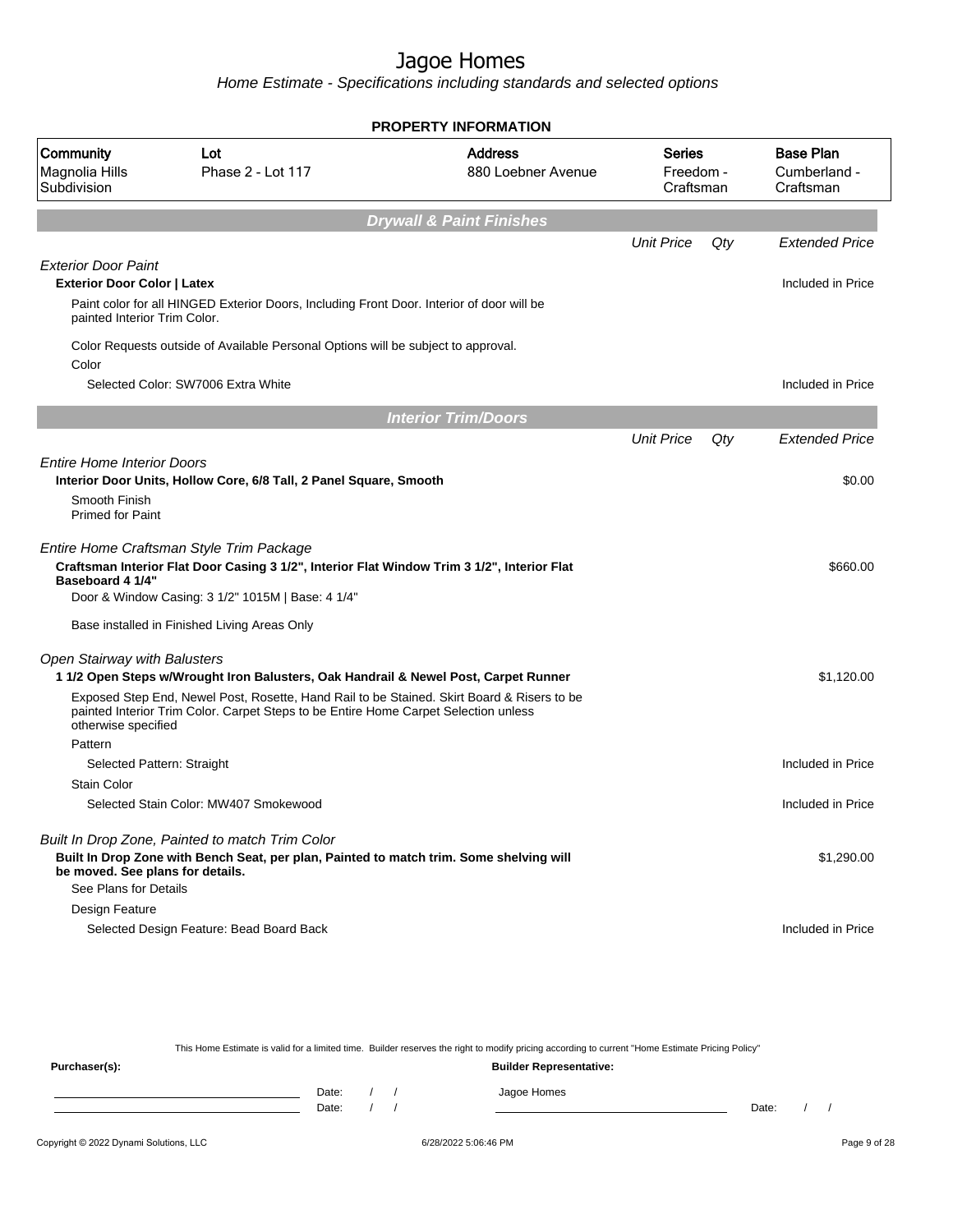# Jagoe Homes

*Home Estimate - Specifications including standards and selected options*

## PROPERTY INFORMATION

| Community | Lot | Address | Series | Base Plan |
|---|---|---|---|---|
| Magnolia Hills Subdivision | Phase 2 - Lot 117 | 880 Loebner Avenue | Freedom - Craftsman | Cumberland - Craftsman |

## *Drywall & Paint Finishes*

| | Unit Price | Qty | Extended Price |
|---|---|---|---|
| *Exterior Door Paint* | | | |
| **Exterior Door Color \| Latex** | | | Included in Price |
| Paint color for all HINGED Exterior Doors, Including Front Door. Interior of door will be painted Interior Trim Color. | | | |
| Color Requests outside of Available Personal Options will be subject to approval. | | | |
| Color | | | |
| Selected Color: SW7006 Extra White | | | Included in Price |

## *Interior Trim/Doors*

| | Unit Price | Qty | Extended Price |
|---|---|---|---|
| *Entire Home Interior Doors* | | | |
| **Interior Door Units, Hollow Core, 6/8 Tall, 2 Panel Square, Smooth** | | | $0.00 |
| Smooth Finish<br>Primed for Paint | | | |
| *Entire Home Craftsman Style Trim Package* | | | |
| **Craftsman Interior Flat Door Casing 3 1/2", Interior Flat Window Trim 3 1/2", Interior Flat Baseboard 4 1/4"** | | | $660.00 |
| Door & Window Casing: 3 1/2" 1015M \| Base: 4 1/4" | | | |
| Base installed in Finished Living Areas Only | | | |
| *Open Stairway with Balusters* | | | |
| **1 1/2 Open Steps w/Wrought Iron Balusters, Oak Handrail & Newel Post, Carpet Runner** | | | $1,120.00 |
| Exposed Step End, Newel Post, Rosette, Hand Rail to be Stained. Skirt Board & Risers to be painted Interior Trim Color. Carpet Steps to be Entire Home Carpet Selection unless otherwise specified | | | |
| Pattern | | | |
| Selected Pattern: Straight | | | Included in Price |
| Stain Color | | | |
| Selected Stain Color: MW407 Smokewood | | | Included in Price |
| *Built In Drop Zone, Painted to match Trim Color* | | | |
| **Built In Drop Zone with Bench Seat, per plan, Painted to match trim. Some shelving will be moved. See plans for details.** | | | $1,290.00 |
| See Plans for Details | | | |
| Design Feature | | | |
| Selected Design Feature: Bead Board Back | | | Included in Price |

This Home Estimate is valid for a limited time. Builder reserves the right to modify pricing according to current "Home Estimate Pricing Policy"

**Purchaser(s):** 

Date: / /

Date: / /

**Builder Representative:**

Jagoe Homes

Date: / /

Copyright © 2022 Dynami Solutions, LLC — 6/28/2022 5:06:46 PM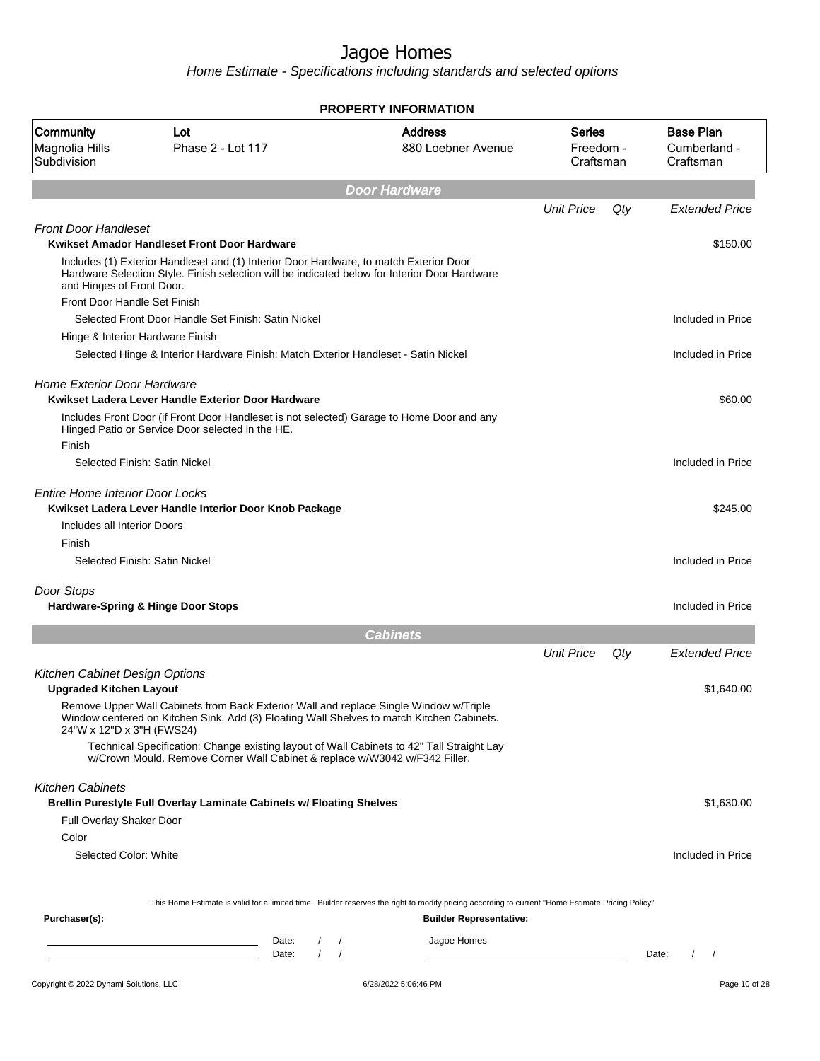# Jagoe Homes

*Home Estimate - Specifications including standards and selected options*

**PROPERTY INFORMATION**

| Community | Lot | Address | Series | Base Plan |
|---|---|---|---|---|
| Magnolia Hills Subdivision | Phase 2 - Lot 117 | 880 Loebner Avenue | Freedom - Craftsman | Cumberland - Craftsman |

## Door Hardware

| | Unit Price | Qty | Extended Price |
|---|---|---|---|
| *Front Door Handleset* | | | |
| **Kwikset Amador Handleset Front Door Hardware** | | | $150.00 |
| Includes (1) Exterior Handleset and (1) Interior Door Hardware, to match Exterior Door Hardware Selection Style. Finish selection will be indicated below for Interior Door Hardware and Hinges of Front Door. | | | |
| Front Door Handle Set Finish | | | |
| Selected Front Door Handle Set Finish: Satin Nickel | | | Included in Price |
| Hinge & Interior Hardware Finish | | | |
| Selected Hinge & Interior Hardware Finish: Match Exterior Handleset - Satin Nickel | | | Included in Price |
| *Home Exterior Door Hardware* | | | |
| **Kwikset Ladera Lever Handle Exterior Door Hardware** | | | $60.00 |
| Includes Front Door (if Front Door Handleset is not selected) Garage to Home Door and any Hinged Patio or Service Door selected in the HE. | | | |
| Finish | | | |
| Selected Finish: Satin Nickel | | | Included in Price |
| *Entire Home Interior Door Locks* | | | |
| **Kwikset Ladera Lever Handle Interior Door Knob Package** | | | $245.00 |
| Includes all Interior Doors | | | |
| Finish | | | |
| Selected Finish: Satin Nickel | | | Included in Price |
| *Door Stops* | | | |
| **Hardware-Spring & Hinge Door Stops** | | | Included in Price |

## Cabinets

| | Unit Price | Qty | Extended Price |
|---|---|---|---|
| *Kitchen Cabinet Design Options* | | | |
| **Upgraded Kitchen Layout** | | | $1,640.00 |
| Remove Upper Wall Cabinets from Back Exterior Wall and replace Single Window w/Triple Window centered on Kitchen Sink. Add (3) Floating Wall Shelves to match Kitchen Cabinets. 24"W x 12"D x 3"H (FWS24) | | | |
| Technical Specification: Change existing layout of Wall Cabinets to 42" Tall Straight Lay w/Crown Mould. Remove Corner Wall Cabinet & replace w/W3042 w/F342 Filler. | | | |
| *Kitchen Cabinets* | | | |
| **Brellin Purestyle Full Overlay Laminate Cabinets w/ Floating Shelves** | | | $1,630.00 |
| Full Overlay Shaker Door | | | |
| Color | | | |
| Selected Color: White | | | Included in Price |

This Home Estimate is valid for a limited time. Builder reserves the right to modify pricing according to current "Home Estimate Pricing Policy"

**Purchaser(s):** **Builder Representative:**

Date: / / Jagoe Homes
Date: / / Date: / /

Copyright © 2022 Dynami Solutions, LLC 6/28/2022 5:06:46 PM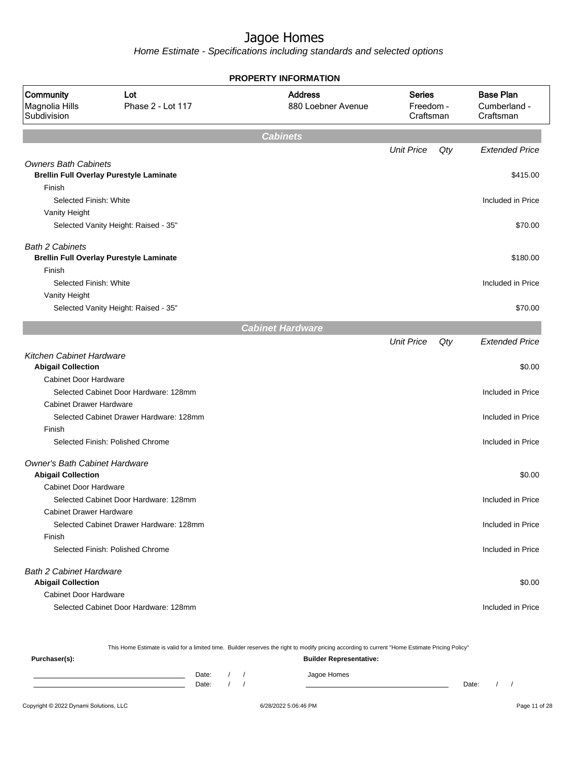# Jagoe Homes

*Home Estimate - Specifications including standards and selected options*

**PROPERTY INFORMATION**

| Community | Lot | Address | Series | Base Plan |
|---|---|---|---|---|
| Magnolia Hills Subdivision | Phase 2 - Lot 117 | 880 Loebner Avenue | Freedom - Craftsman | Cumberland - Craftsman |

## Cabinets

| | Unit Price | Qty | Extended Price |
|---|---|---|---|
| *Owners Bath Cabinets* | | | |
| **Brellin Full Overlay Purestyle Laminate** | | | $415.00 |
| Finish | | | |
| Selected Finish: White | | | Included in Price |
| Vanity Height | | | |
| Selected Vanity Height: Raised - 35" | | | $70.00 |
| *Bath 2 Cabinets* | | | |
| **Brellin Full Overlay Purestyle Laminate** | | | $180.00 |
| Finish | | | |
| Selected Finish: White | | | Included in Price |
| Vanity Height | | | |
| Selected Vanity Height: Raised - 35" | | | $70.00 |

## Cabinet Hardware

| | Unit Price | Qty | Extended Price |
|---|---|---|---|
| *Kitchen Cabinet Hardware* | | | |
| **Abigail Collection** | | | $0.00 |
| Cabinet Door Hardware | | | |
| Selected Cabinet Door Hardware: 128mm | | | Included in Price |
| Cabinet Drawer Hardware | | | |
| Selected Cabinet Drawer Hardware: 128mm | | | Included in Price |
| Finish | | | |
| Selected Finish: Polished Chrome | | | Included in Price |
| *Owner's Bath Cabinet Hardware* | | | |
| **Abigail Collection** | | | $0.00 |
| Cabinet Door Hardware | | | |
| Selected Cabinet Door Hardware: 128mm | | | Included in Price |
| Cabinet Drawer Hardware | | | |
| Selected Cabinet Drawer Hardware: 128mm | | | Included in Price |
| Finish | | | |
| Selected Finish: Polished Chrome | | | Included in Price |
| *Bath 2 Cabinet Hardware* | | | |
| **Abigail Collection** | | | $0.00 |
| Cabinet Door Hardware | | | |
| Selected Cabinet Door Hardware: 128mm | | | Included in Price |

This Home Estimate is valid for a limited time. Builder reserves the right to modify pricing according to current "Home Estimate Pricing Policy"

**Purchaser(s):** Date: / / Date: / /

**Builder Representative:** Jagoe Homes Date: / /

Copyright © 2022 Dynami Solutions, LLC 6/28/2022 5:06:46 PM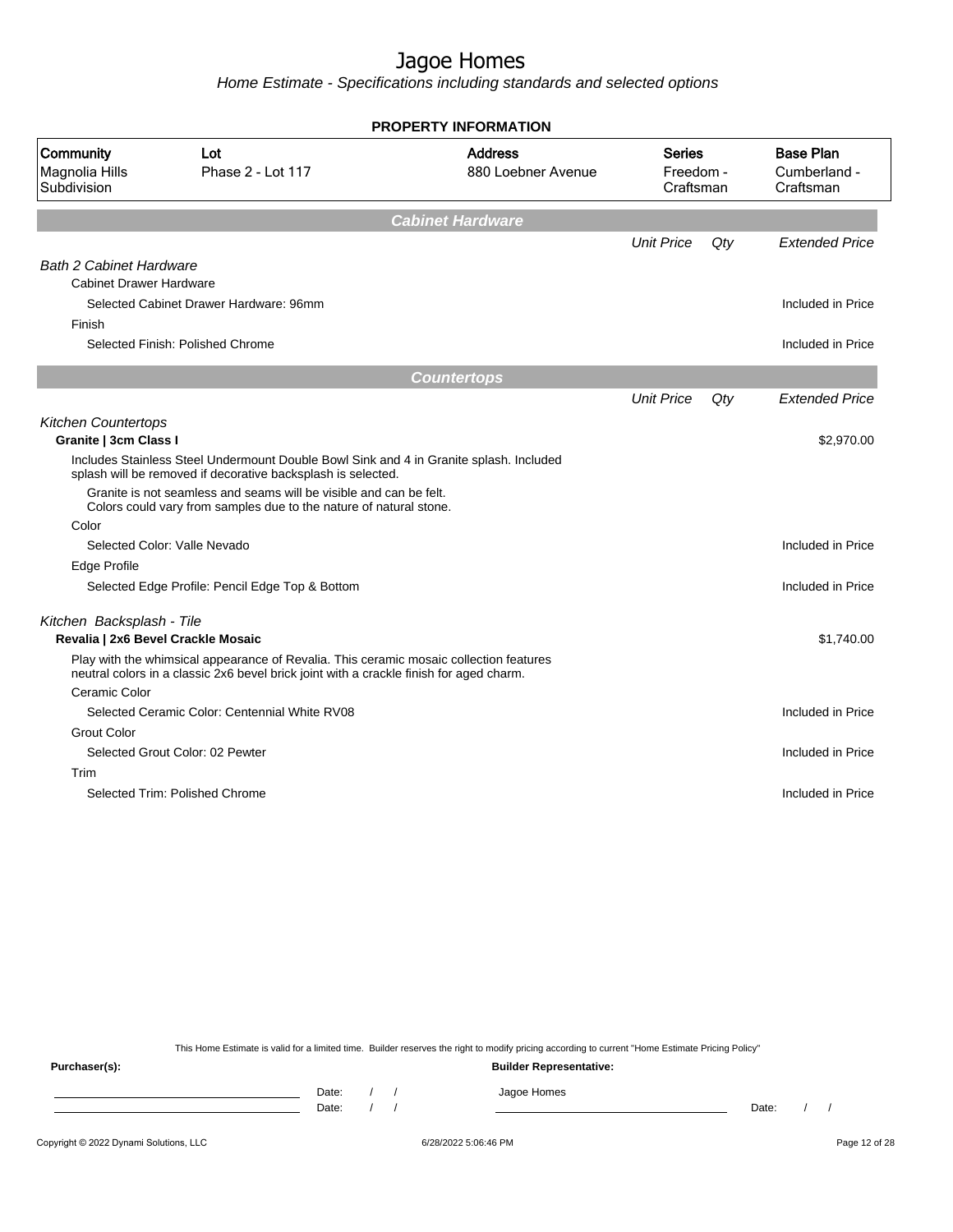# Jagoe Homes

*Home Estimate - Specifications including standards and selected options*

**PROPERTY INFORMATION**

| Community | Lot | Address | Series | Base Plan |
|---|---|---|---|---|
| Magnolia Hills Subdivision | Phase 2 - Lot 117 | 880 Loebner Avenue | Freedom - Craftsman | Cumberland - Craftsman |

## Cabinet Hardware

| | Unit Price | Qty | Extended Price |
|---|---|---|---|
| *Bath 2 Cabinet Hardware* | | | |
| Cabinet Drawer Hardware | | | |
| Selected Cabinet Drawer Hardware: 96mm | | | Included in Price |
| Finish | | | |
| Selected Finish: Polished Chrome | | | Included in Price |

## Countertops

| | Unit Price | Qty | Extended Price |
|---|---|---|---|
| *Kitchen Countertops* | | | |
| **Granite \| 3cm Class I** | | | $2,970.00 |
| Includes Stainless Steel Undermount Double Bowl Sink and 4 in Granite splash. Included splash will be removed if decorative backsplash is selected. | | | |
| Granite is not seamless and seams will be visible and can be felt. Colors could vary from samples due to the nature of natural stone. | | | |
| Color | | | |
| Selected Color: Valle Nevado | | | Included in Price |
| Edge Profile | | | |
| Selected Edge Profile: Pencil Edge Top & Bottom | | | Included in Price |
| *Kitchen Backsplash - Tile* | | | |
| **Revalia \| 2x6 Bevel Crackle Mosaic** | | | $1,740.00 |
| Play with the whimsical appearance of Revalia. This ceramic mosaic collection features neutral colors in a classic 2x6 bevel brick joint with a crackle finish for aged charm. | | | |
| Ceramic Color | | | |
| Selected Ceramic Color: Centennial White RV08 | | | Included in Price |
| Grout Color | | | |
| Selected Grout Color: 02 Pewter | | | Included in Price |
| Trim | | | |
| Selected Trim: Polished Chrome | | | Included in Price |

This Home Estimate is valid for a limited time. Builder reserves the right to modify pricing according to current "Home Estimate Pricing Policy"

**Purchaser(s):** 

Date: / /

Date: / /

**Builder Representative:**

Jagoe Homes

Date: / /

Copyright © 2022 Dynami Solutions, LLC — 6/28/2022 5:06:46 PM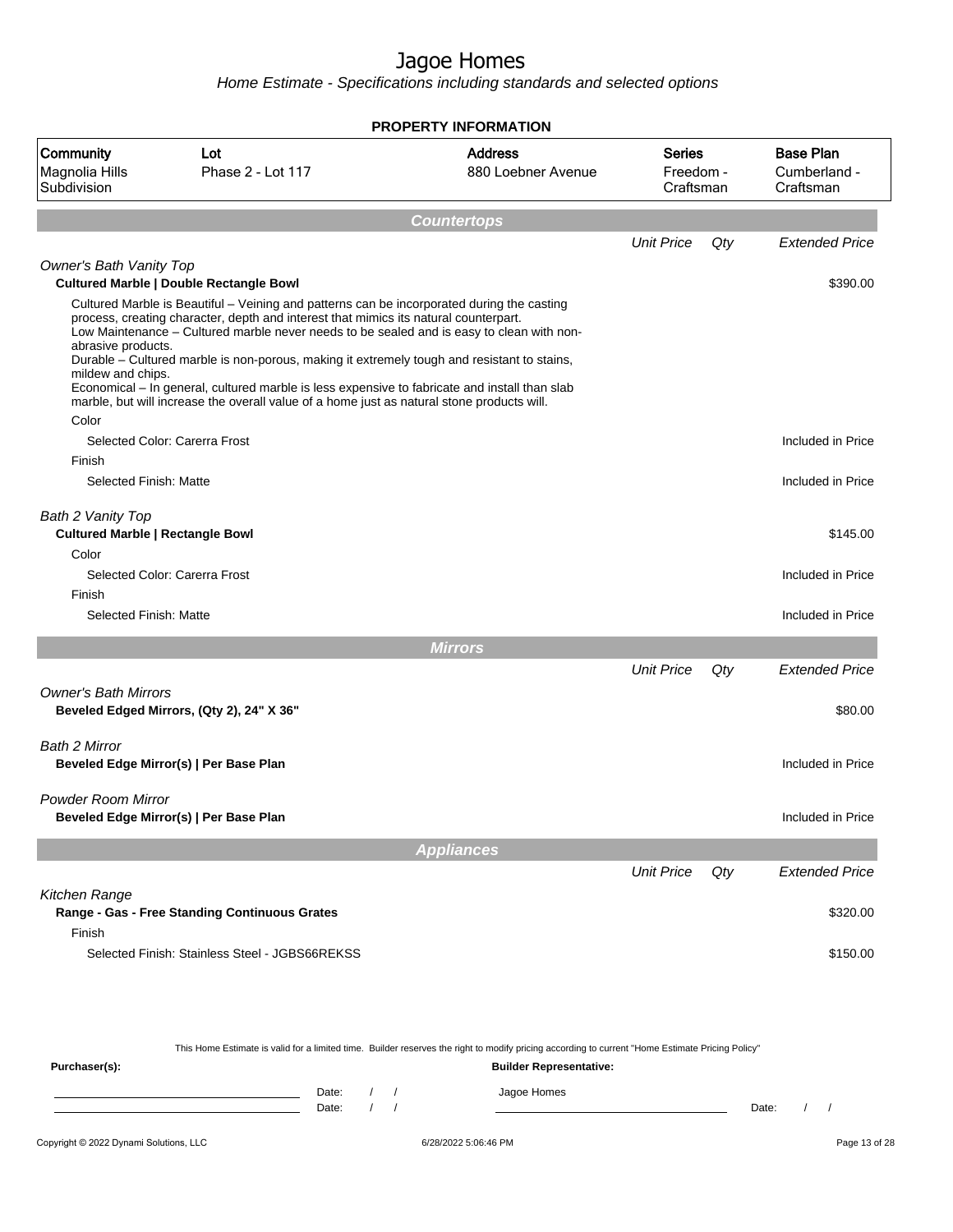# Jagoe Homes

*Home Estimate - Specifications including standards and selected options*

## PROPERTY INFORMATION

| Community | Lot | Address | Series | Base Plan |
|---|---|---|---|---|
| Magnolia Hills Subdivision | Phase 2 - Lot 117 | 880 Loebner Avenue | Freedom - Craftsman | Cumberland - Craftsman |

## Countertops

| | Unit Price | Qty | Extended Price |
|---|---|---|---|
| *Owner's Bath Vanity Top* | | | |
| **Cultured Marble \| Double Rectangle Bowl** | | | $390.00 |
| Cultured Marble is Beautiful – Veining and patterns can be incorporated during the casting process, creating character, depth and interest that mimics its natural counterpart. Low Maintenance – Cultured marble never needs to be sealed and is easy to clean with non-abrasive products. Durable – Cultured marble is non-porous, making it extremely tough and resistant to stains, mildew and chips. Economical – In general, cultured marble is less expensive to fabricate and install than slab marble, but will increase the overall value of a home just as natural stone products will. | | | |
| Color | | | |
| Selected Color: Carerra Frost | | | Included in Price |
| Finish | | | |
| Selected Finish: Matte | | | Included in Price |
| *Bath 2 Vanity Top* | | | |
| **Cultured Marble \| Rectangle Bowl** | | | $145.00 |
| Color | | | |
| Selected Color: Carerra Frost | | | Included in Price |
| Finish | | | |
| Selected Finish: Matte | | | Included in Price |

## Mirrors

| | Unit Price | Qty | Extended Price |
|---|---|---|---|
| *Owner's Bath Mirrors* | | | |
| **Beveled Edged Mirrors, (Qty 2), 24" X 36"** | | | $80.00 |
| *Bath 2 Mirror* | | | |
| **Beveled Edge Mirror(s) \| Per Base Plan** | | | Included in Price |
| *Powder Room Mirror* | | | |
| **Beveled Edge Mirror(s) \| Per Base Plan** | | | Included in Price |

## Appliances

| | Unit Price | Qty | Extended Price |
|---|---|---|---|
| *Kitchen Range* | | | |
| **Range - Gas - Free Standing Continuous Grates** | | | $320.00 |
| Finish | | | |
| Selected Finish: Stainless Steel - JGBS66REKSS | | | $150.00 |

This Home Estimate is valid for a limited time. Builder reserves the right to modify pricing according to current "Home Estimate Pricing Policy"

**Purchaser(s):**

Date: / /

Date: / /

**Builder Representative:**

Jagoe Homes

Date: / /

Copyright © 2022 Dynami Solutions, LLC — 6/28/2022 5:06:46 PM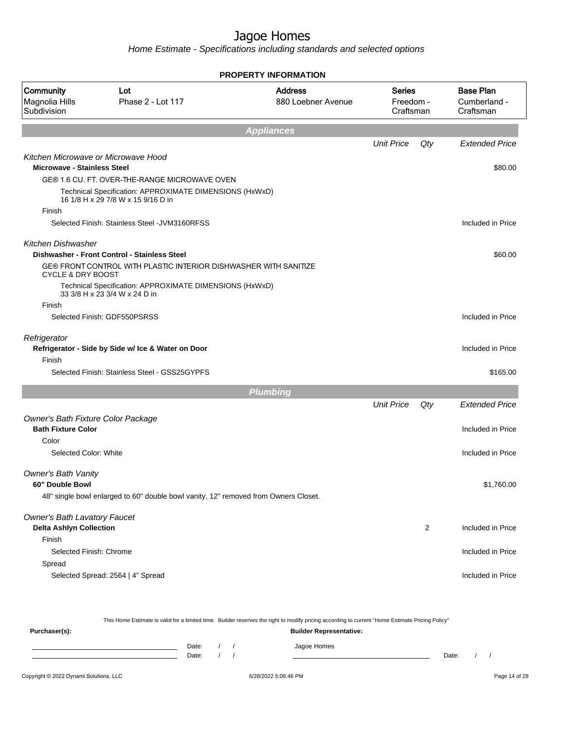# Jagoe Homes

*Home Estimate - Specifications including standards and selected options*

**PROPERTY INFORMATION**

| Community | Lot | Address | Series | Base Plan |
|---|---|---|---|---|
| Magnolia Hills Subdivision | Phase 2 - Lot 117 | 880 Loebner Avenue | Freedom - Craftsman | Cumberland - Craftsman |

## Appliances

| | Unit Price | Qty | Extended Price |
|---|---|---|---|
| *Kitchen Microwave or Microwave Hood* | | | |
| **Microwave - Stainless Steel** | | | $80.00 |
| GE® 1.6 CU. FT. OVER-THE-RANGE MICROWAVE OVEN | | | |
| Technical Specification: APPROXIMATE DIMENSIONS (HxWxD) 16 1/8 H x 29 7/8 W x 15 9/16 D in | | | |
| Finish | | | |
| Selected Finish: Stainless Steel -JVM3160RFSS | | | Included in Price |
| *Kitchen Dishwasher* | | | |
| **Dishwasher - Front Control - Stainless Steel** | | | $60.00 |
| GE® FRONT CONTROL WITH PLASTIC INTERIOR DISHWASHER WITH SANITIZE CYCLE & DRY BOOST | | | |
| Technical Specification: APPROXIMATE DIMENSIONS (HxWxD) 33 3/8 H x 23 3/4 W x 24 D in | | | |
| Finish | | | |
| Selected Finish: GDF550PSRSS | | | Included in Price |
| *Refrigerator* | | | |
| **Refrigerator - Side by Side w/ Ice & Water on Door** | | | Included in Price |
| Finish | | | |
| Selected Finish: Stainless Steel - GSS25GYPFS | | | $165.00 |

## Plumbing

| | Unit Price | Qty | Extended Price |
|---|---|---|---|
| *Owner's Bath Fixture Color Package* | | | |
| **Bath Fixture Color** | | | Included in Price |
| Color | | | |
| Selected Color: White | | | Included in Price |
| *Owner's Bath Vanity* | | | |
| **60" Double Bowl** | | | $1,760.00 |
| 48" single bowl enlarged to 60" double bowl vanity, 12" removed from Owners Closet. | | | |
| *Owner's Bath Lavatory Faucet* | | | |
| **Delta Ashlyn Collection** | | 2 | Included in Price |
| Finish | | | |
| Selected Finish: Chrome | | | Included in Price |
| Spread | | | |
| Selected Spread: 2564 \| 4" Spread | | | Included in Price |

This Home Estimate is valid for a limited time. Builder reserves the right to modify pricing according to current "Home Estimate Pricing Policy"

**Purchaser(s):** Date: / / Date: / /

**Builder Representative:** Jagoe Homes Date: / /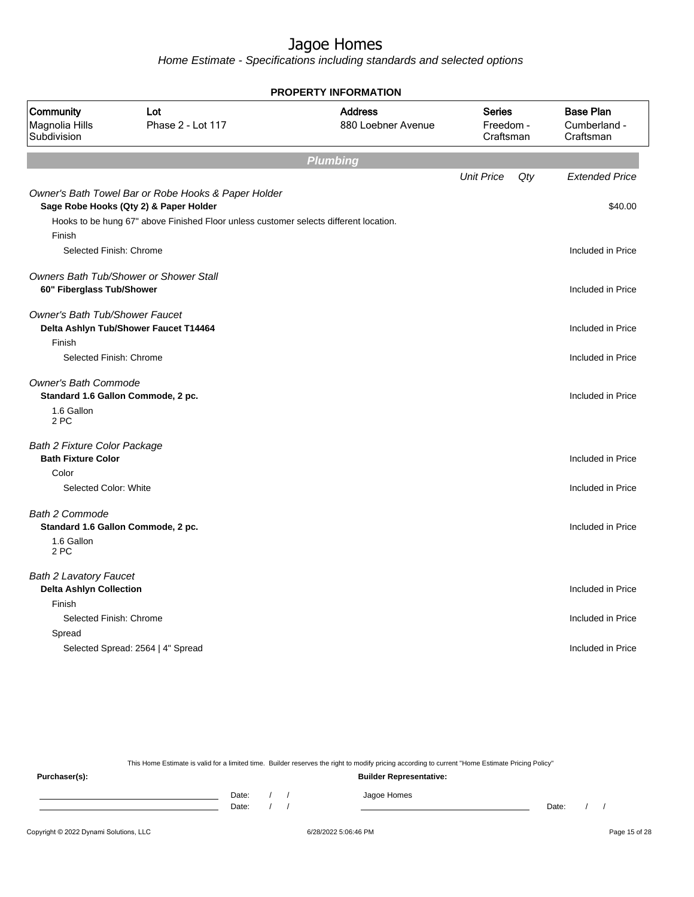# Jagoe Homes

*Home Estimate - Specifications including standards and selected options*

## PROPERTY INFORMATION

| Community | Lot | Address | Series | Base Plan |
|---|---|---|---|---|
| Magnolia Hills Subdivision | Phase 2 - Lot 117 | 880 Loebner Avenue | Freedom - Craftsman | Cumberland - Craftsman |

## Plumbing

| | Unit Price | Qty | Extended Price |
|---|---|---|---|
| *Owner's Bath Towel Bar or Robe Hooks & Paper Holder* | | | |
| **Sage Robe Hooks (Qty 2) & Paper Holder** | | | $40.00 |
| Hooks to be hung 67" above Finished Floor unless customer selects different location. | | | |
| Finish | | | |
| Selected Finish: Chrome | | | Included in Price |
| *Owners Bath Tub/Shower or Shower Stall* | | | |
| **60" Fiberglass Tub/Shower** | | | Included in Price |
| *Owner's Bath Tub/Shower Faucet* | | | |
| **Delta Ashlyn Tub/Shower Faucet T14464** | | | Included in Price |
| Finish | | | |
| Selected Finish: Chrome | | | Included in Price |
| *Owner's Bath Commode* | | | |
| **Standard 1.6 Gallon Commode, 2 pc.** | | | Included in Price |
| 1.6 Gallon<br>2 PC | | | |
| *Bath 2 Fixture Color Package* | | | |
| **Bath Fixture Color** | | | Included in Price |
| Color | | | |
| Selected Color: White | | | Included in Price |
| *Bath 2 Commode* | | | |
| **Standard 1.6 Gallon Commode, 2 pc.** | | | Included in Price |
| 1.6 Gallon<br>2 PC | | | |
| *Bath 2 Lavatory Faucet* | | | |
| **Delta Ashlyn Collection** | | | Included in Price |
| Finish | | | |
| Selected Finish: Chrome | | | Included in Price |
| Spread | | | |
| Selected Spread: 2564 \| 4" Spread | | | Included in Price |

This Home Estimate is valid for a limited time. Builder reserves the right to modify pricing according to current "Home Estimate Pricing Policy"

**Purchaser(s):**

Date: / /

Date: / /

**Builder Representative:**

Jagoe Homes

Date: / /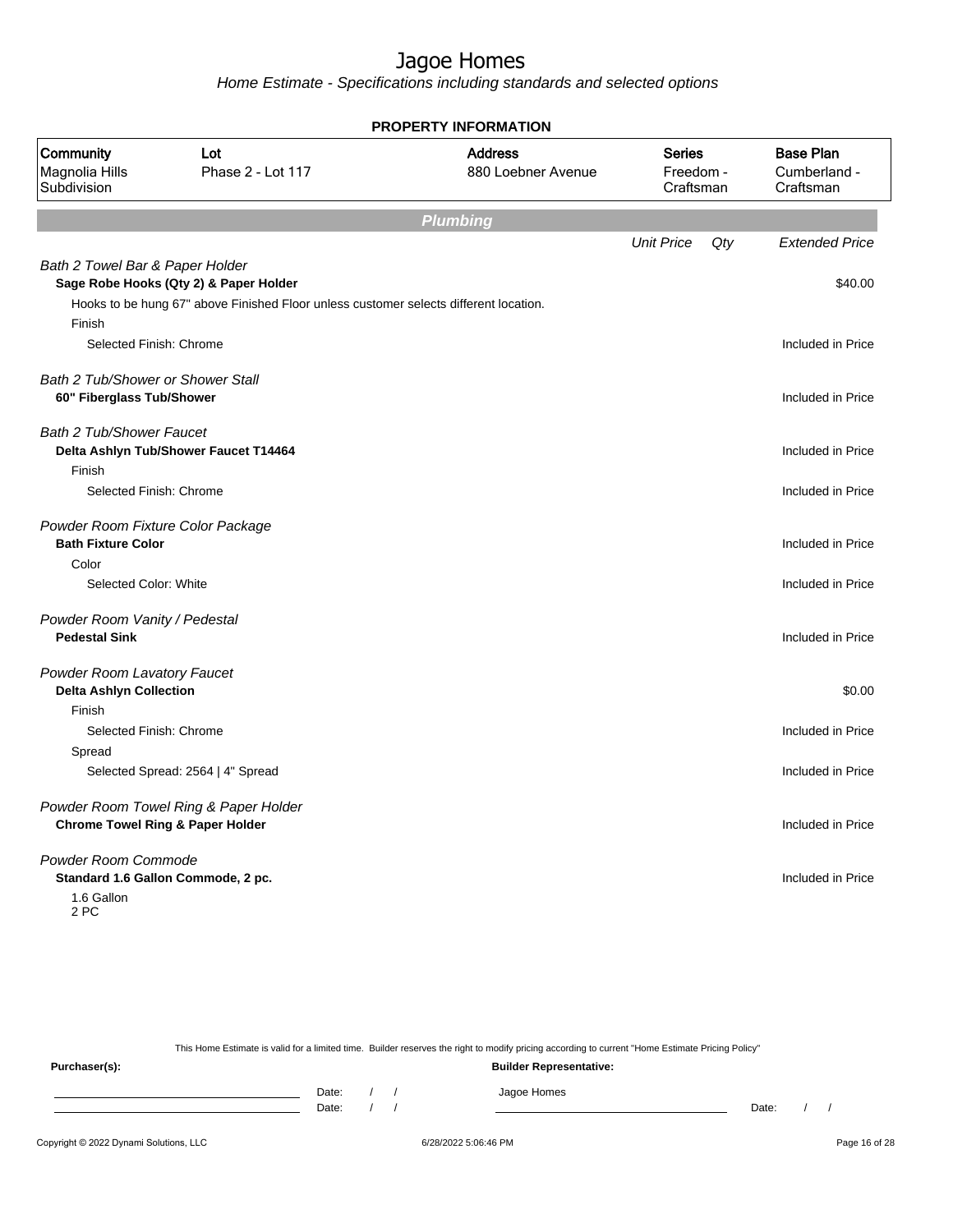# Jagoe Homes

*Home Estimate - Specifications including standards and selected options*

**PROPERTY INFORMATION**

| Community | Lot | Address | Series | Base Plan |
|---|---|---|---|---|
| Magnolia Hills Subdivision | Phase 2 - Lot 117 | 880 Loebner Avenue | Freedom - Craftsman | Cumberland - Craftsman |

## Plumbing

| | Unit Price | Qty | Extended Price |
|---|---|---|---|
| *Bath 2 Towel Bar & Paper Holder* | | | |
| **Sage Robe Hooks (Qty 2) & Paper Holder** | | | $40.00 |
| Hooks to be hung 67" above Finished Floor unless customer selects different location. | | | |
| Finish | | | |
| Selected Finish: Chrome | | | Included in Price |
| *Bath 2 Tub/Shower or Shower Stall* | | | |
| **60" Fiberglass Tub/Shower** | | | Included in Price |
| *Bath 2 Tub/Shower Faucet* | | | |
| **Delta Ashlyn Tub/Shower Faucet T14464** | | | Included in Price |
| Finish | | | |
| Selected Finish: Chrome | | | Included in Price |
| *Powder Room Fixture Color Package* | | | |
| **Bath Fixture Color** | | | Included in Price |
| Color | | | |
| Selected Color: White | | | Included in Price |
| *Powder Room Vanity / Pedestal* | | | |
| **Pedestal Sink** | | | Included in Price |
| *Powder Room Lavatory Faucet* | | | |
| **Delta Ashlyn Collection** | | | $0.00 |
| Finish | | | |
| Selected Finish: Chrome | | | Included in Price |
| Spread | | | |
| Selected Spread: 2564 \| 4" Spread | | | Included in Price |
| *Powder Room Towel Ring & Paper Holder* | | | |
| **Chrome Towel Ring & Paper Holder** | | | Included in Price |
| *Powder Room Commode* | | | |
| **Standard 1.6 Gallon Commode, 2 pc.** | | | Included in Price |
| 1.6 Gallon 2 PC | | | |

This Home Estimate is valid for a limited time. Builder reserves the right to modify pricing according to current "Home Estimate Pricing Policy"

**Purchaser(s):** 

Date: / /

Date: / /

**Builder Representative:**

Jagoe Homes

Date: / /

Copyright © 2022 Dynami Solutions, LLC — 6/28/2022 5:06:46 PM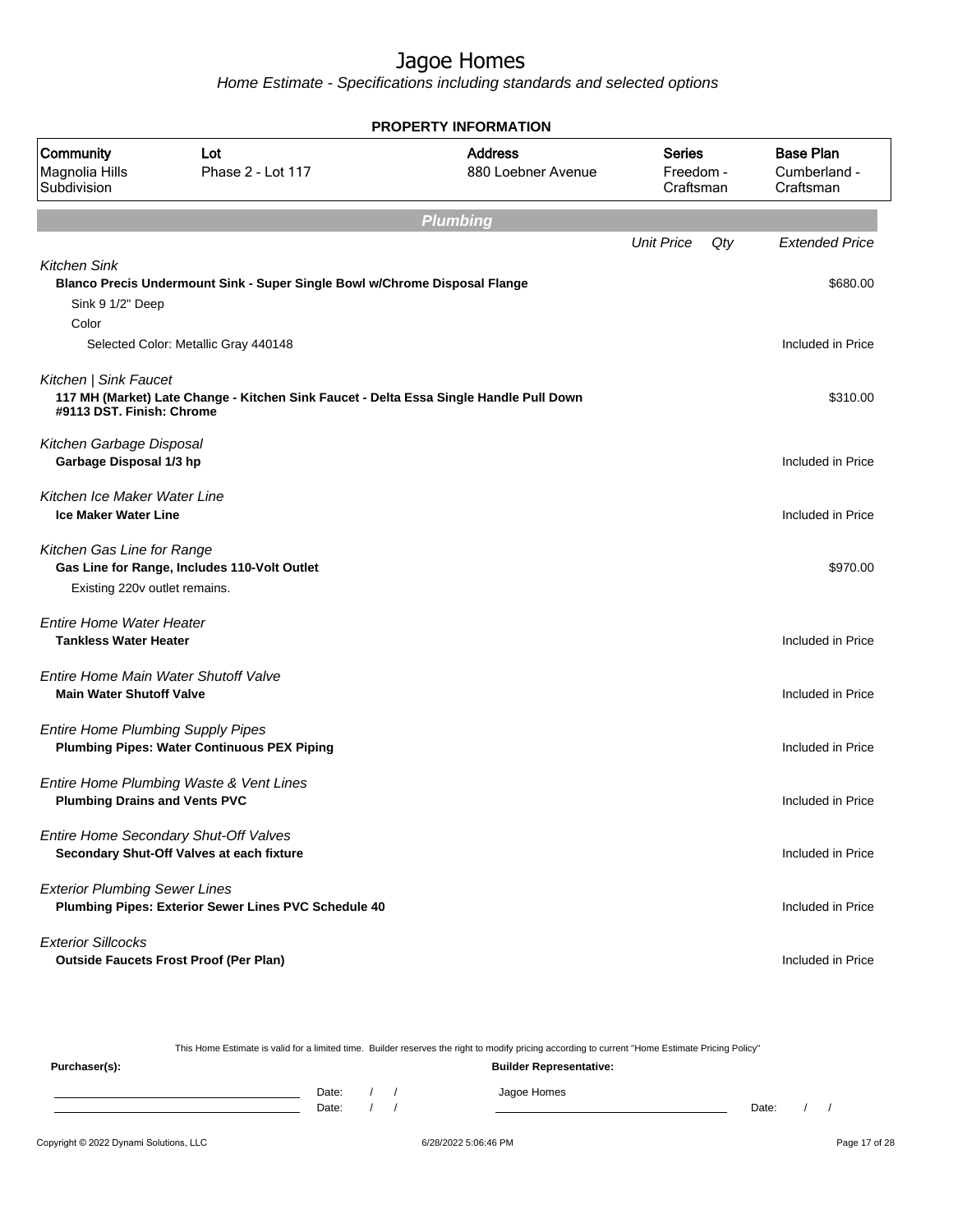# Jagoe Homes

*Home Estimate - Specifications including standards and selected options*

## PROPERTY INFORMATION

| Community | Lot | Address | Series | Base Plan |
|---|---|---|---|---|
| Magnolia Hills Subdivision | Phase 2 - Lot 117 | 880 Loebner Avenue | Freedom - Craftsman | Cumberland - Craftsman |

## Plumbing

| | Unit Price | Qty | Extended Price |
|---|---|---|---|
| *Kitchen Sink* | | | |
| **Blanco Precis Undermount Sink - Super Single Bowl w/Chrome Disposal Flange** | | | $680.00 |
| Sink 9 1/2" Deep | | | |
| Color | | | |
| Selected Color: Metallic Gray 440148 | | | Included in Price |
| *Kitchen \| Sink Faucet* | | | |
| **117 MH (Market) Late Change - Kitchen Sink Faucet - Delta Essa Single Handle Pull Down #9113 DST. Finish: Chrome** | | | $310.00 |
| *Kitchen Garbage Disposal* | | | |
| **Garbage Disposal 1/3 hp** | | | Included in Price |
| *Kitchen Ice Maker Water Line* | | | |
| **Ice Maker Water Line** | | | Included in Price |
| *Kitchen Gas Line for Range* | | | |
| **Gas Line for Range, Includes 110-Volt Outlet** | | | $970.00 |
| Existing 220v outlet remains. | | | |
| *Entire Home Water Heater* | | | |
| **Tankless Water Heater** | | | Included in Price |
| *Entire Home Main Water Shutoff Valve* | | | |
| **Main Water Shutoff Valve** | | | Included in Price |
| *Entire Home Plumbing Supply Pipes* | | | |
| **Plumbing Pipes: Water Continuous PEX Piping** | | | Included in Price |
| *Entire Home Plumbing Waste & Vent Lines* | | | |
| **Plumbing Drains and Vents PVC** | | | Included in Price |
| *Entire Home Secondary Shut-Off Valves* | | | |
| **Secondary Shut-Off Valves at each fixture** | | | Included in Price |
| *Exterior Plumbing Sewer Lines* | | | |
| **Plumbing Pipes: Exterior Sewer Lines PVC Schedule 40** | | | Included in Price |
| *Exterior Sillcocks* | | | |
| **Outside Faucets Frost Proof (Per Plan)** | | | Included in Price |

This Home Estimate is valid for a limited time. Builder reserves the right to modify pricing according to current "Home Estimate Pricing Policy"

**Purchaser(s):**

Date: / /

Date: / /

**Builder Representative:**

Jagoe Homes

Date: / /

Copyright © 2022 Dynami Solutions, LLC

6/28/2022 5:06:46 PM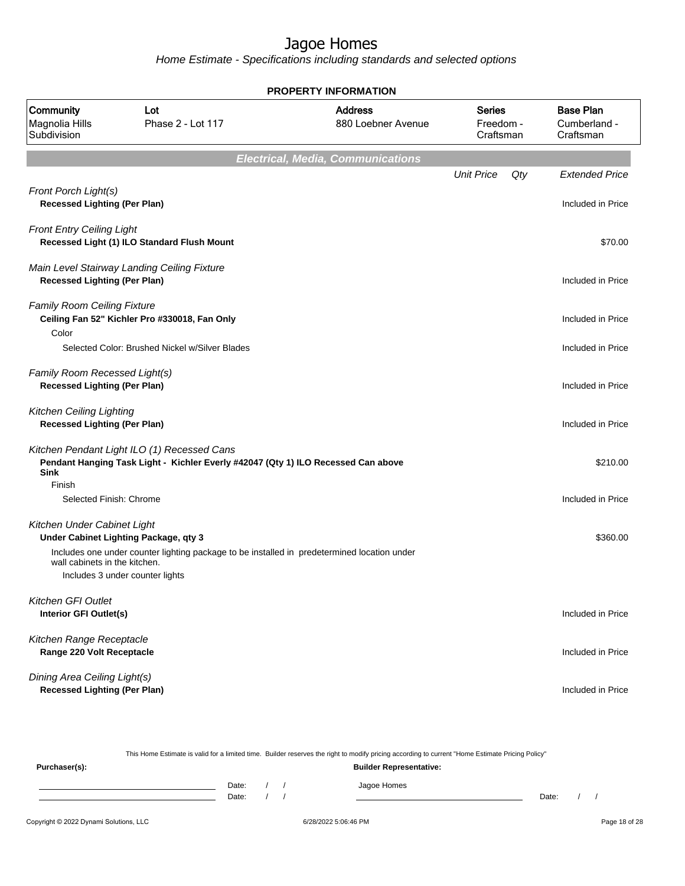# Jagoe Homes

*Home Estimate - Specifications including standards and selected options*

## PROPERTY INFORMATION

| Community | Lot | Address | Series | Base Plan |
|---|---|---|---|---|
| Magnolia Hills Subdivision | Phase 2 - Lot 117 | 880 Loebner Avenue | Freedom - Craftsman | Cumberland - Craftsman |

## Electrical, Media, Communications

| | Unit Price | Qty | Extended Price |
|---|---|---|---|
| *Front Porch Light(s)* | | | |
| **Recessed Lighting (Per Plan)** | | | Included in Price |
| *Front Entry Ceiling Light* | | | |
| **Recessed Light (1) ILO Standard Flush Mount** | | | $70.00 |
| *Main Level Stairway Landing Ceiling Fixture* | | | |
| **Recessed Lighting (Per Plan)** | | | Included in Price |
| *Family Room Ceiling Fixture* | | | |
| **Ceiling Fan 52" Kichler Pro #330018, Fan Only** | | | Included in Price |
| Color | | | |
| Selected Color: Brushed Nickel w/Silver Blades | | | Included in Price |
| *Family Room Recessed Light(s)* | | | |
| **Recessed Lighting (Per Plan)** | | | Included in Price |
| *Kitchen Ceiling Lighting* | | | |
| **Recessed Lighting (Per Plan)** | | | Included in Price |
| *Kitchen Pendant Light ILO (1) Recessed Cans* | | | |
| **Pendant Hanging Task Light - Kichler Everly #42047 (Qty 1) ILO Recessed Can above Sink** | | | $210.00 |
| Finish | | | |
| Selected Finish: Chrome | | | Included in Price |
| *Kitchen Under Cabinet Light* | | | |
| **Under Cabinet Lighting Package, qty 3** | | | $360.00 |
| Includes one under counter lighting package to be installed in predetermined location under wall cabinets in the kitchen. Includes 3 under counter lights | | | |
| *Kitchen GFI Outlet* | | | |
| **Interior GFI Outlet(s)** | | | Included in Price |
| *Kitchen Range Receptacle* | | | |
| **Range 220 Volt Receptacle** | | | Included in Price |
| *Dining Area Ceiling Light(s)* | | | |
| **Recessed Lighting (Per Plan)** | | | Included in Price |

This Home Estimate is valid for a limited time. Builder reserves the right to modify pricing according to current "Home Estimate Pricing Policy"

**Purchaser(s):** Date: / / Date: / /

**Builder Representative:** Jagoe Homes Date: / /

Copyright © 2022 Dynami Solutions, LLC 6/28/2022 5:06:46 PM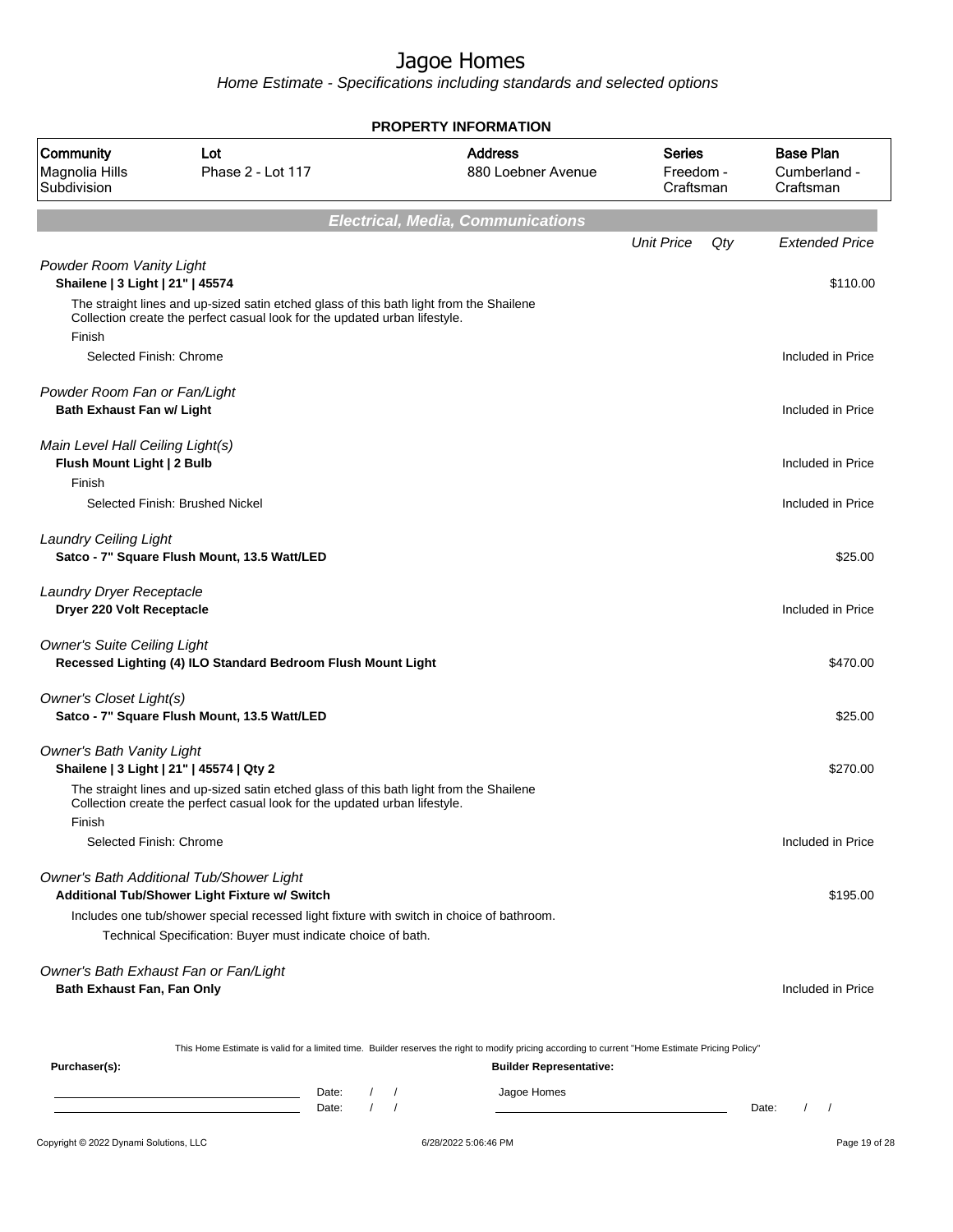# Jagoe Homes

*Home Estimate - Specifications including standards and selected options*

**PROPERTY INFORMATION**

| Community | Lot | Address | Series | Base Plan |
|---|---|---|---|---|
| Magnolia Hills Subdivision | Phase 2 - Lot 117 | 880 Loebner Avenue | Freedom - Craftsman | Cumberland - Craftsman |

## *Electrical, Media, Communications*

| | *Unit Price* | *Qty* | *Extended Price* |
|---|---|---|---|
| *Powder Room Vanity Light* | | | |
| **Shailene \| 3 Light \| 21" \| 45574** | | | $110.00 |
| The straight lines and up-sized satin etched glass of this bath light from the Shailene Collection create the perfect casual look for the updated urban lifestyle. | | | |
| Finish | | | |
| Selected Finish: Chrome | | | Included in Price |
| *Powder Room Fan or Fan/Light* | | | |
| **Bath Exhaust Fan w/ Light** | | | Included in Price |
| *Main Level Hall Ceiling Light(s)* | | | |
| **Flush Mount Light \| 2 Bulb** | | | Included in Price |
| Finish | | | |
| Selected Finish: Brushed Nickel | | | Included in Price |
| *Laundry Ceiling Light* | | | |
| **Satco - 7" Square Flush Mount, 13.5 Watt/LED** | | | $25.00 |
| *Laundry Dryer Receptacle* | | | |
| **Dryer 220 Volt Receptacle** | | | Included in Price |
| *Owner's Suite Ceiling Light* | | | |
| **Recessed Lighting (4) ILO Standard Bedroom Flush Mount Light** | | | $470.00 |
| *Owner's Closet Light(s)* | | | |
| **Satco - 7" Square Flush Mount, 13.5 Watt/LED** | | | $25.00 |
| *Owner's Bath Vanity Light* | | | |
| **Shailene \| 3 Light \| 21" \| 45574 \| Qty 2** | | | $270.00 |
| The straight lines and up-sized satin etched glass of this bath light from the Shailene Collection create the perfect casual look for the updated urban lifestyle. | | | |
| Finish | | | |
| Selected Finish: Chrome | | | Included in Price |
| *Owner's Bath Additional Tub/Shower Light* | | | |
| **Additional Tub/Shower Light Fixture w/ Switch** | | | $195.00 |
| Includes one tub/shower special recessed light fixture with switch in choice of bathroom. | | | |
| Technical Specification: Buyer must indicate choice of bath. | | | |
| *Owner's Bath Exhaust Fan or Fan/Light* | | | |
| **Bath Exhaust Fan, Fan Only** | | | Included in Price |

This Home Estimate is valid for a limited time. Builder reserves the right to modify pricing according to current "Home Estimate Pricing Policy"

**Purchaser(s):**

Date: / /

Date: / /

**Builder Representative:**

Jagoe Homes

Date: / /

Copyright © 2022 Dynami Solutions, LLC

6/28/2022 5:06:46 PM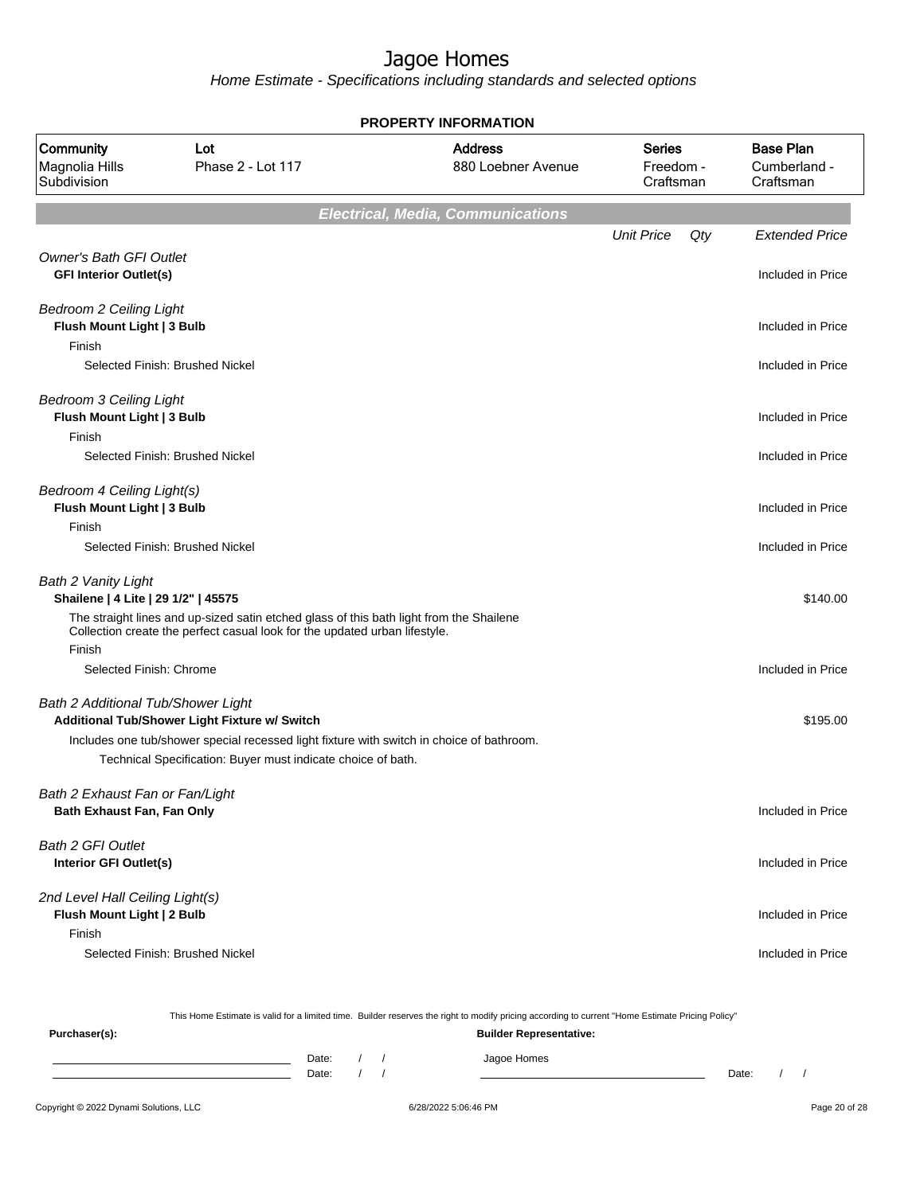# Jagoe Homes

Home Estimate - Specifications including standards and selected options

**PROPERTY INFORMATION**

| Community | Lot | Address | Series | Base Plan |
|---|---|---|---|---|
| Magnolia Hills Subdivision | Phase 2 - Lot 117 | 880 Loebner Avenue | Freedom - Craftsman | Cumberland - Craftsman |

## Electrical, Media, Communications

| | Unit Price | Qty | Extended Price |
|---|---|---|---|
| *Owner's Bath GFI Outlet* | | | |
| **GFI Interior Outlet(s)** | | | Included in Price |
| *Bedroom 2 Ceiling Light* | | | |
| **Flush Mount Light \| 3 Bulb** | | | Included in Price |
| Finish | | | |
| Selected Finish: Brushed Nickel | | | Included in Price |
| *Bedroom 3 Ceiling Light* | | | |
| **Flush Mount Light \| 3 Bulb** | | | Included in Price |
| Finish | | | |
| Selected Finish: Brushed Nickel | | | Included in Price |
| *Bedroom 4 Ceiling Light(s)* | | | |
| **Flush Mount Light \| 3 Bulb** | | | Included in Price |
| Finish | | | |
| Selected Finish: Brushed Nickel | | | Included in Price |
| *Bath 2 Vanity Light* | | | |
| **Shailene \| 4 Lite \| 29 1/2" \| 45575** | | | $140.00 |
| The straight lines and up-sized satin etched glass of this bath light from the Shailene Collection create the perfect casual look for the updated urban lifestyle. | | | |
| Finish | | | |
| Selected Finish: Chrome | | | Included in Price |
| *Bath 2 Additional Tub/Shower Light* | | | |
| **Additional Tub/Shower Light Fixture w/ Switch** | | | $195.00 |
| Includes one tub/shower special recessed light fixture with switch in choice of bathroom. | | | |
| Technical Specification: Buyer must indicate choice of bath. | | | |
| *Bath 2 Exhaust Fan or Fan/Light* | | | |
| **Bath Exhaust Fan, Fan Only** | | | Included in Price |
| *Bath 2 GFI Outlet* | | | |
| **Interior GFI Outlet(s)** | | | Included in Price |
| *2nd Level Hall Ceiling Light(s)* | | | |
| **Flush Mount Light \| 2 Bulb** | | | Included in Price |
| Finish | | | |
| Selected Finish: Brushed Nickel | | | Included in Price |

This Home Estimate is valid for a limited time. Builder reserves the right to modify pricing according to current "Home Estimate Pricing Policy"

**Purchaser(s):**

Date: / /

Date: / /

**Builder Representative:**

Jagoe Homes

Date: / /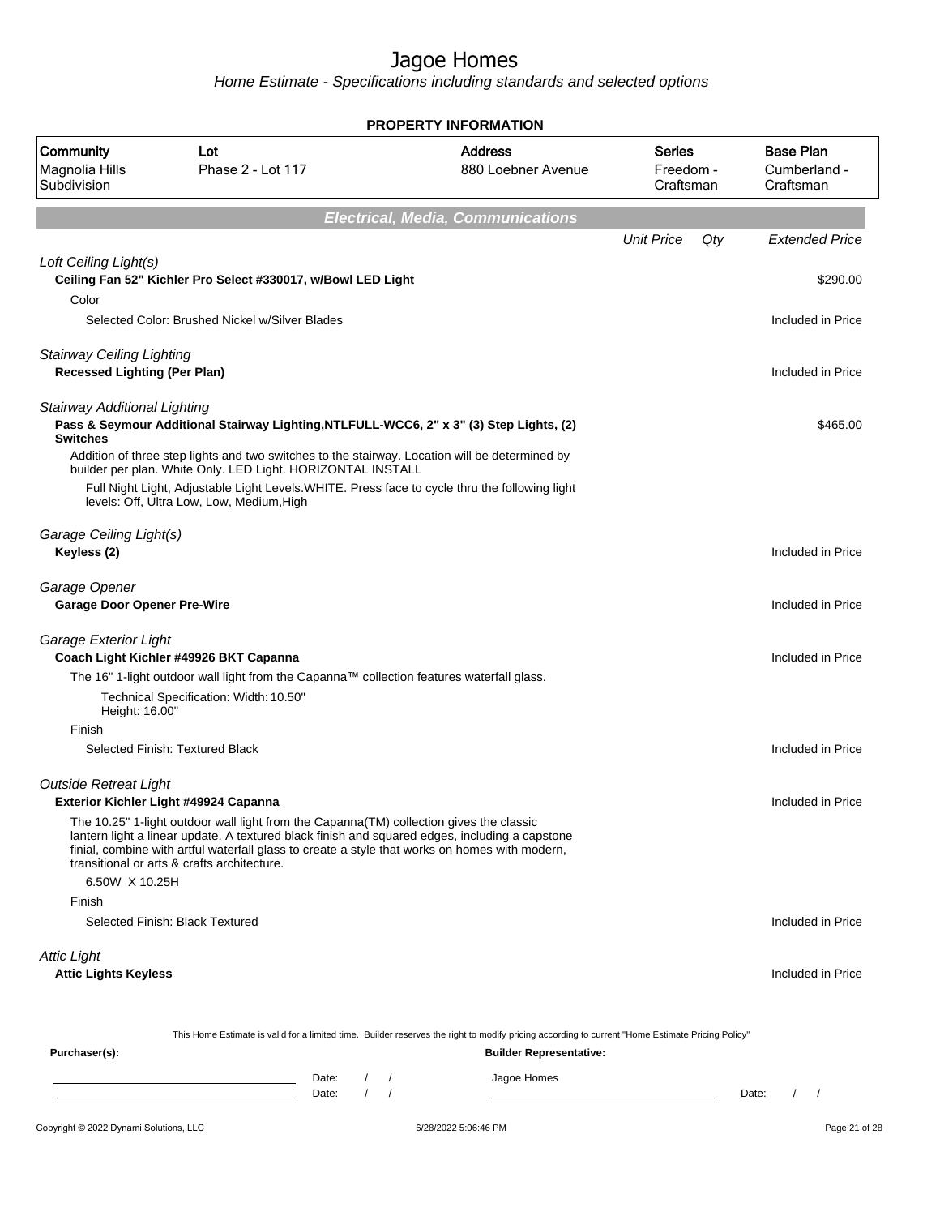# Jagoe Homes

*Home Estimate - Specifications including standards and selected options*

**PROPERTY INFORMATION**

| Community | Lot | Address | Series | Base Plan |
|---|---|---|---|---|
| Magnolia Hills Subdivision | Phase 2 - Lot 117 | 880 Loebner Avenue | Freedom - Craftsman | Cumberland - Craftsman |

## Electrical, Media, Communications

| | Unit Price | Qty | Extended Price |
|---|---|---|---|
| *Loft Ceiling Light(s)* | | | |
| **Ceiling Fan 52" Kichler Pro Select #330017, w/Bowl LED Light** | | | $290.00 |
| Color | | | |
| Selected Color: Brushed Nickel w/Silver Blades | | | Included in Price |
| *Stairway Ceiling Lighting* | | | |
| **Recessed Lighting (Per Plan)** | | | Included in Price |
| *Stairway Additional Lighting* | | | |
| **Pass & Seymour Additional Stairway Lighting,NTLFULL-WCC6, 2" x 3" (3) Step Lights, (2) Switches** | | | $465.00 |
| Addition of three step lights and two switches to the stairway. Location will be determined by builder per plan. White Only. LED Light. HORIZONTAL INSTALL | | | |
| Full Night Light, Adjustable Light Levels.WHITE. Press face to cycle thru the following light levels: Off, Ultra Low, Low, Medium,High | | | |
| *Garage Ceiling Light(s)* | | | |
| **Keyless (2)** | | | Included in Price |
| *Garage Opener* | | | |
| **Garage Door Opener Pre-Wire** | | | Included in Price |
| *Garage Exterior Light* | | | |
| **Coach Light Kichler #49926 BKT Capanna** | | | Included in Price |
| The 16" 1-light outdoor wall light from the Capanna™ collection features waterfall glass. | | | |
| Technical Specification: Width: 10.50" Height: 16.00" | | | |
| Finish | | | |
| Selected Finish: Textured Black | | | Included in Price |
| *Outside Retreat Light* | | | |
| **Exterior Kichler Light #49924 Capanna** | | | Included in Price |
| The 10.25" 1-light outdoor wall light from the Capanna(TM) collection gives the classic lantern light a linear update. A textured black finish and squared edges, including a capstone finial, combine with artful waterfall glass to create a style that works on homes with modern, transitional or arts & crafts architecture. | | | |
| 6.50W X 10.25H | | | |
| Finish | | | |
| Selected Finish: Black Textured | | | Included in Price |
| *Attic Light* | | | |
| **Attic Lights Keyless** | | | Included in Price |

This Home Estimate is valid for a limited time. Builder reserves the right to modify pricing according to current "Home Estimate Pricing Policy"

**Purchaser(s):**

Date: / /

Date: / /

**Builder Representative:**

Jagoe Homes

Date: / /

Copyright © 2022 Dynami Solutions, LLC — 6/28/2022 5:06:46 PM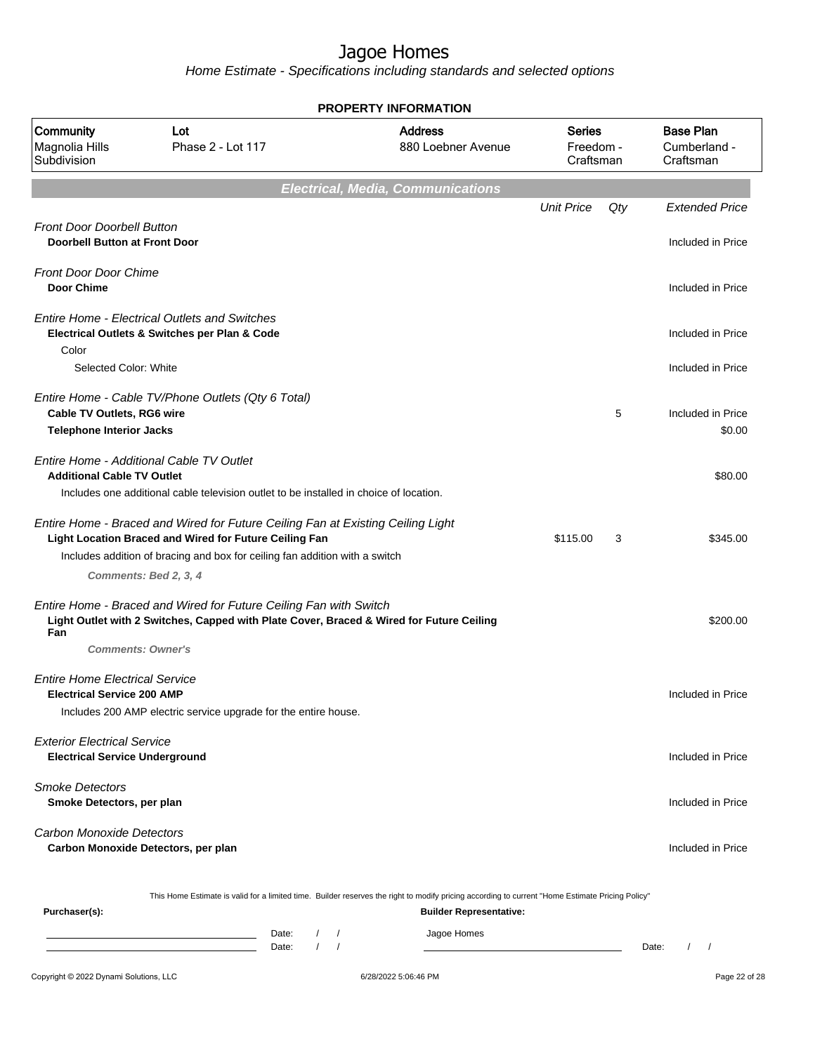# Jagoe Homes

*Home Estimate - Specifications including standards and selected options*

## PROPERTY INFORMATION

| Community | Lot | Address | Series | Base Plan |
|---|---|---|---|---|
| Magnolia Hills Subdivision | Phase 2 - Lot 117 | 880 Loebner Avenue | Freedom - Craftsman | Cumberland - Craftsman |

## Electrical, Media, Communications

| | Unit Price | Qty | Extended Price |
|---|---|---|---|
| *Front Door Doorbell Button* | | | |
| **Doorbell Button at Front Door** | | | Included in Price |
| *Front Door Door Chime* | | | |
| **Door Chime** | | | Included in Price |
| *Entire Home - Electrical Outlets and Switches* | | | |
| **Electrical Outlets & Switches per Plan & Code** | | | Included in Price |
| Color | | | |
| Selected Color: White | | | Included in Price |
| *Entire Home - Cable TV/Phone Outlets (Qty 6 Total)* | | | |
| **Cable TV Outlets, RG6 wire** | | 5 | Included in Price |
| **Telephone Interior Jacks** | | | $0.00 |
| *Entire Home - Additional Cable TV Outlet* | | | |
| **Additional Cable TV Outlet** | | | $80.00 |
| Includes one additional cable television outlet to be installed in choice of location. | | | |
| *Entire Home - Braced and Wired for Future Ceiling Fan at Existing Ceiling Light* | | | |
| **Light Location Braced and Wired for Future Ceiling Fan** | $115.00 | 3 | $345.00 |
| Includes addition of bracing and box for ceiling fan addition with a switch | | | |
| ***Comments: Bed 2, 3, 4*** | | | |
| *Entire Home - Braced and Wired for Future Ceiling Fan with Switch* | | | |
| **Light Outlet with 2 Switches, Capped with Plate Cover, Braced & Wired for Future Ceiling Fan** | | | $200.00 |
| ***Comments: Owner's*** | | | |
| *Entire Home Electrical Service* | | | |
| **Electrical Service 200 AMP** | | | Included in Price |
| Includes 200 AMP electric service upgrade for the entire house. | | | |
| *Exterior Electrical Service* | | | |
| **Electrical Service Underground** | | | Included in Price |
| *Smoke Detectors* | | | |
| **Smoke Detectors, per plan** | | | Included in Price |
| *Carbon Monoxide Detectors* | | | |
| **Carbon Monoxide Detectors, per plan** | | | Included in Price |

This Home Estimate is valid for a limited time. Builder reserves the right to modify pricing according to current "Home Estimate Pricing Policy"

**Purchaser(s):**

Date: / /

Date: / /

**Builder Representative:**

Jagoe Homes

Date: / /

Copyright © 2022 Dynami Solutions, LLC

6/28/2022 5:06:46 PM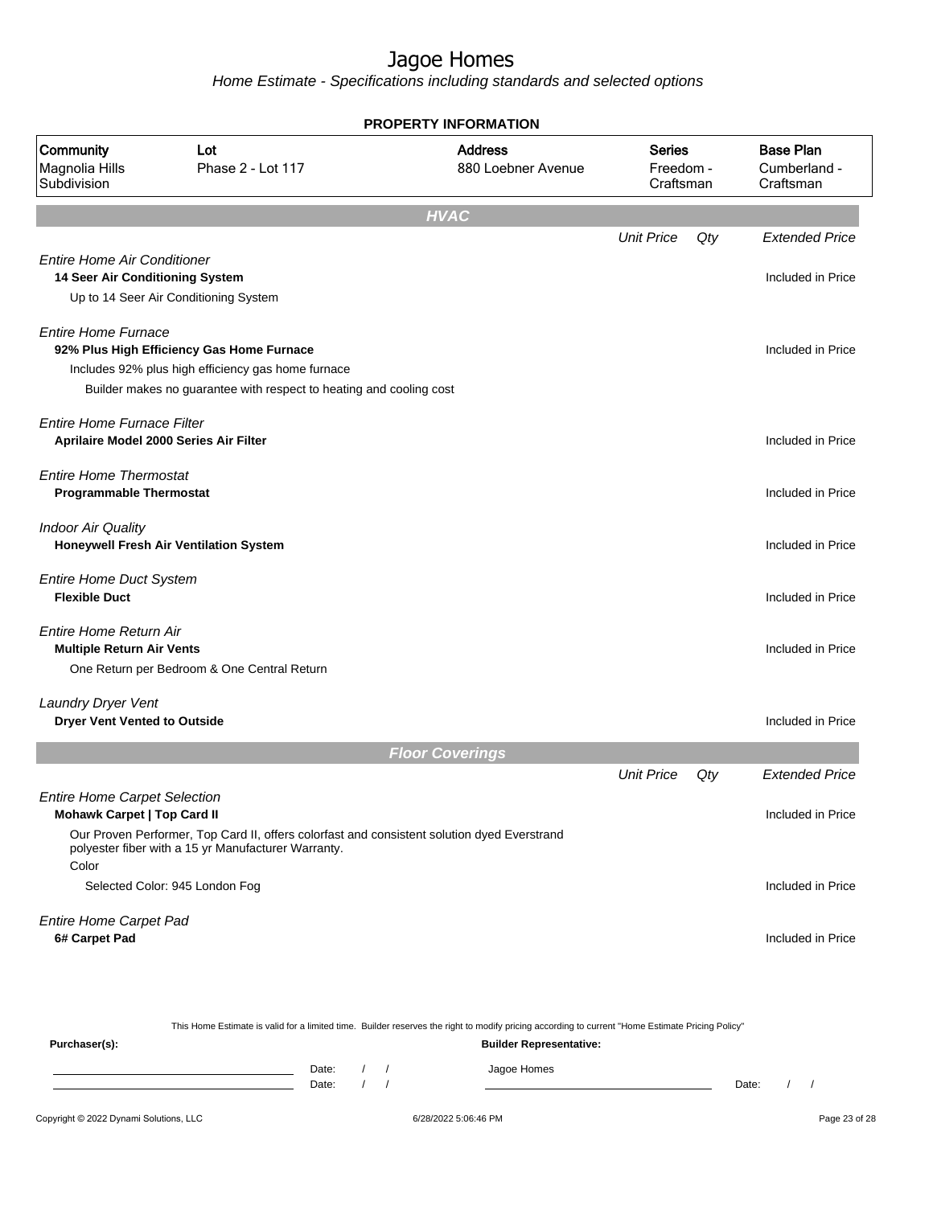# Jagoe Homes

*Home Estimate - Specifications including standards and selected options*

**PROPERTY INFORMATION**

| Community | Lot | Address | Series | Base Plan |
|---|---|---|---|---|
| Magnolia Hills Subdivision | Phase 2 - Lot 117 | 880 Loebner Avenue | Freedom - Craftsman | Cumberland - Craftsman |

## HVAC

| | Unit Price | Qty | Extended Price |
|---|---|---|---|
| *Entire Home Air Conditioner* | | | |
| **14 Seer Air Conditioning System** | | | Included in Price |
| Up to 14 Seer Air Conditioning System | | | |
| *Entire Home Furnace* | | | |
| **92% Plus High Efficiency Gas Home Furnace** | | | Included in Price |
| Includes 92% plus high efficiency gas home furnace | | | |
| Builder makes no guarantee with respect to heating and cooling cost | | | |
| *Entire Home Furnace Filter* | | | |
| **Aprilaire Model 2000 Series Air Filter** | | | Included in Price |
| *Entire Home Thermostat* | | | |
| **Programmable Thermostat** | | | Included in Price |
| *Indoor Air Quality* | | | |
| **Honeywell Fresh Air Ventilation System** | | | Included in Price |
| *Entire Home Duct System* | | | |
| **Flexible Duct** | | | Included in Price |
| *Entire Home Return Air* | | | |
| **Multiple Return Air Vents** | | | Included in Price |
| One Return per Bedroom & One Central Return | | | |
| *Laundry Dryer Vent* | | | |
| **Dryer Vent Vented to Outside** | | | Included in Price |

## Floor Coverings

| | Unit Price | Qty | Extended Price |
|---|---|---|---|
| *Entire Home Carpet Selection* | | | |
| **Mohawk Carpet \| Top Card II** | | | Included in Price |
| Our Proven Performer, Top Card II, offers colorfast and consistent solution dyed Everstrand polyester fiber with a 15 yr Manufacturer Warranty. | | | |
| Color | | | |
| Selected Color: 945 London Fog | | | Included in Price |
| *Entire Home Carpet Pad* | | | |
| **6# Carpet Pad** | | | Included in Price |

This Home Estimate is valid for a limited time. Builder reserves the right to modify pricing according to current "Home Estimate Pricing Policy"

**Purchaser(s):**

Date: / /
Date: / /

**Builder Representative:**

Jagoe Homes

Date: / /

Copyright © 2022 Dynami Solutions, LLC — 6/28/2022 5:06:46 PM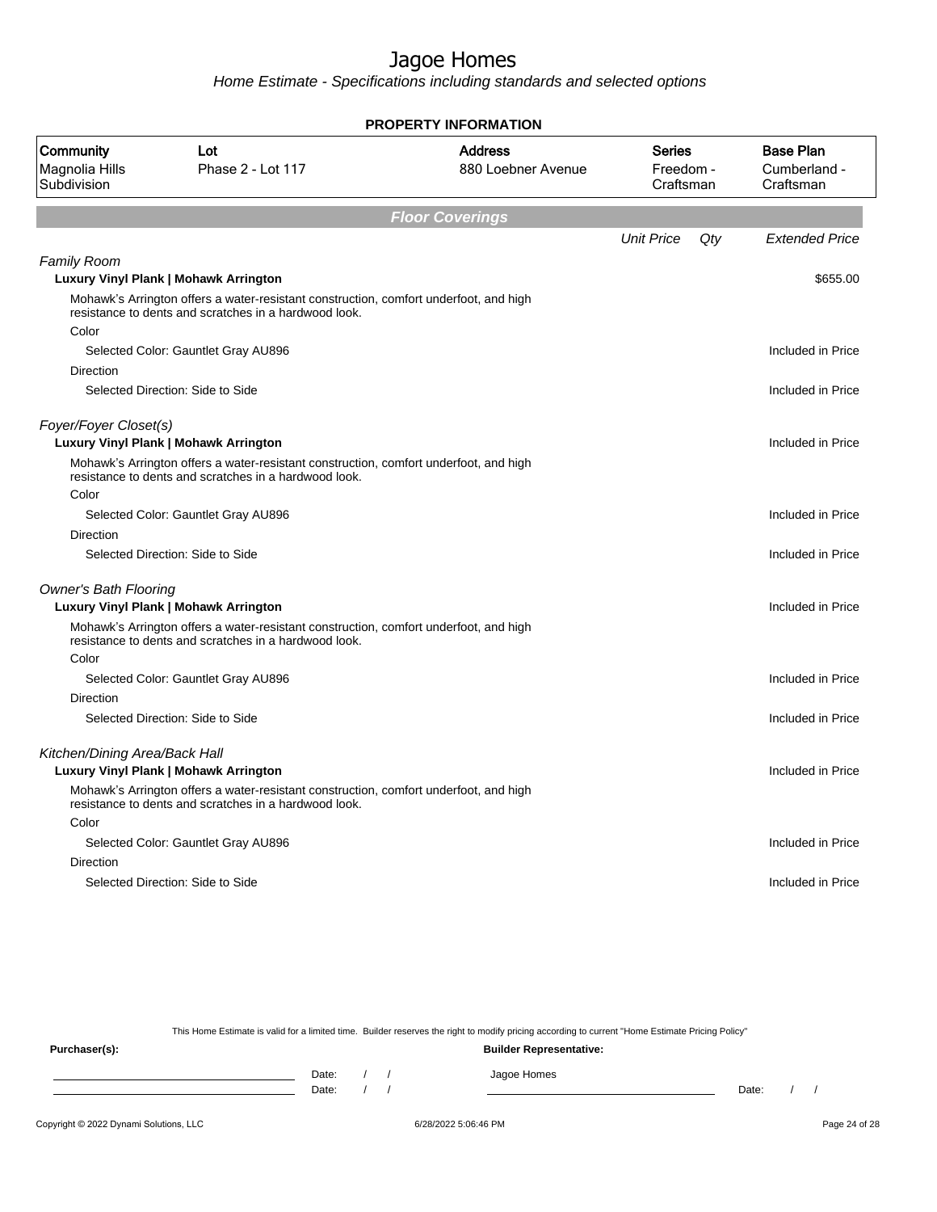# Jagoe Homes

*Home Estimate - Specifications including standards and selected options*

**PROPERTY INFORMATION**

| Community | Lot | Address | Series | Base Plan |
|---|---|---|---|---|
| Magnolia Hills Subdivision | Phase 2 - Lot 117 | 880 Loebner Avenue | Freedom - Craftsman | Cumberland - Craftsman |

## Floor Coverings

| | Unit Price | Qty | Extended Price |
|---|---|---|---|
| *Family Room* | | | |
| **Luxury Vinyl Plank \| Mohawk Arrington** | | | $655.00 |
| Mohawk's Arrington offers a water-resistant construction, comfort underfoot, and high resistance to dents and scratches in a hardwood look. | | | |
| Color | | | |
| Selected Color: Gauntlet Gray AU896 | | | Included in Price |
| Direction | | | |
| Selected Direction: Side to Side | | | Included in Price |
| *Foyer/Foyer Closet(s)* | | | |
| **Luxury Vinyl Plank \| Mohawk Arrington** | | | Included in Price |
| Mohawk's Arrington offers a water-resistant construction, comfort underfoot, and high resistance to dents and scratches in a hardwood look. | | | |
| Color | | | |
| Selected Color: Gauntlet Gray AU896 | | | Included in Price |
| Direction | | | |
| Selected Direction: Side to Side | | | Included in Price |
| *Owner's Bath Flooring* | | | |
| **Luxury Vinyl Plank \| Mohawk Arrington** | | | Included in Price |
| Mohawk's Arrington offers a water-resistant construction, comfort underfoot, and high resistance to dents and scratches in a hardwood look. | | | |
| Color | | | |
| Selected Color: Gauntlet Gray AU896 | | | Included in Price |
| Direction | | | |
| Selected Direction: Side to Side | | | Included in Price |
| *Kitchen/Dining Area/Back Hall* | | | |
| **Luxury Vinyl Plank \| Mohawk Arrington** | | | Included in Price |
| Mohawk's Arrington offers a water-resistant construction, comfort underfoot, and high resistance to dents and scratches in a hardwood look. | | | |
| Color | | | |
| Selected Color: Gauntlet Gray AU896 | | | Included in Price |
| Direction | | | |
| Selected Direction: Side to Side | | | Included in Price |

This Home Estimate is valid for a limited time. Builder reserves the right to modify pricing according to current "Home Estimate Pricing Policy"

**Purchaser(s):**

Date: / /

Date: / /

**Builder Representative:**

Jagoe Homes

Date: / /

Copyright © 2022 Dynami Solutions, LLC — 6/28/2022 5:06:46 PM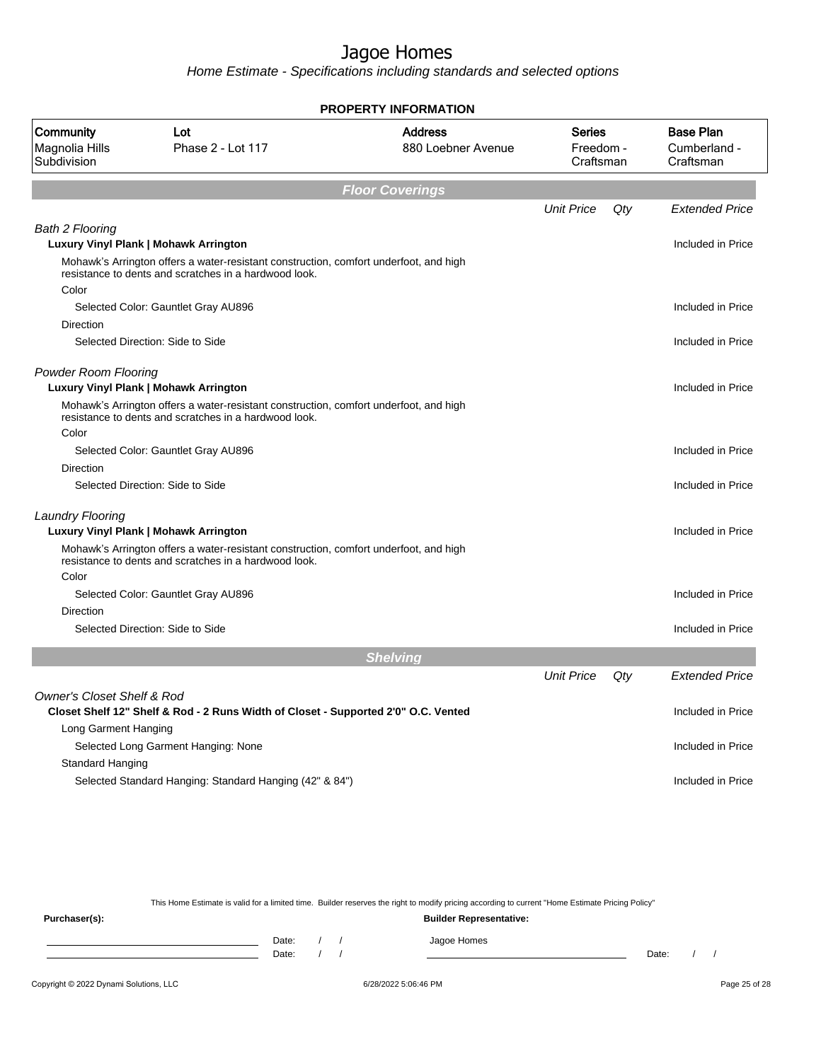# Jagoe Homes

*Home Estimate - Specifications including standards and selected options*

**PROPERTY INFORMATION**

| Community | Lot | Address | Series | Base Plan |
|---|---|---|---|---|
| Magnolia Hills Subdivision | Phase 2 - Lot 117 | 880 Loebner Avenue | Freedom - Craftsman | Cumberland - Craftsman |

## Floor Coverings

| | Unit Price | Qty | Extended Price |
|---|---|---|---|
| *Bath 2 Flooring* | | | |
| **Luxury Vinyl Plank \| Mohawk Arrington** | | | Included in Price |
| Mohawk's Arrington offers a water-resistant construction, comfort underfoot, and high resistance to dents and scratches in a hardwood look. | | | |
| Color | | | |
| Selected Color: Gauntlet Gray AU896 | | | Included in Price |
| Direction | | | |
| Selected Direction: Side to Side | | | Included in Price |
| *Powder Room Flooring* | | | |
| **Luxury Vinyl Plank \| Mohawk Arrington** | | | Included in Price |
| Mohawk's Arrington offers a water-resistant construction, comfort underfoot, and high resistance to dents and scratches in a hardwood look. | | | |
| Color | | | |
| Selected Color: Gauntlet Gray AU896 | | | Included in Price |
| Direction | | | |
| Selected Direction: Side to Side | | | Included in Price |
| *Laundry Flooring* | | | |
| **Luxury Vinyl Plank \| Mohawk Arrington** | | | Included in Price |
| Mohawk's Arrington offers a water-resistant construction, comfort underfoot, and high resistance to dents and scratches in a hardwood look. | | | |
| Color | | | |
| Selected Color: Gauntlet Gray AU896 | | | Included in Price |
| Direction | | | |
| Selected Direction: Side to Side | | | Included in Price |

## Shelving

| | Unit Price | Qty | Extended Price |
|---|---|---|---|
| *Owner's Closet Shelf & Rod* | | | |
| **Closet Shelf 12" Shelf & Rod - 2 Runs Width of Closet - Supported 2'0" O.C. Vented** | | | Included in Price |
| Long Garment Hanging | | | |
| Selected Long Garment Hanging: None | | | Included in Price |
| Standard Hanging | | | |
| Selected Standard Hanging: Standard Hanging (42" & 84") | | | Included in Price |

This Home Estimate is valid for a limited time. Builder reserves the right to modify pricing according to current "Home Estimate Pricing Policy"

**Purchaser(s):**

Date: / /

Date: / /

**Builder Representative:**

Jagoe Homes

Date: / /

Copyright © 2022 Dynami Solutions, LLC — 6/28/2022 5:06:46 PM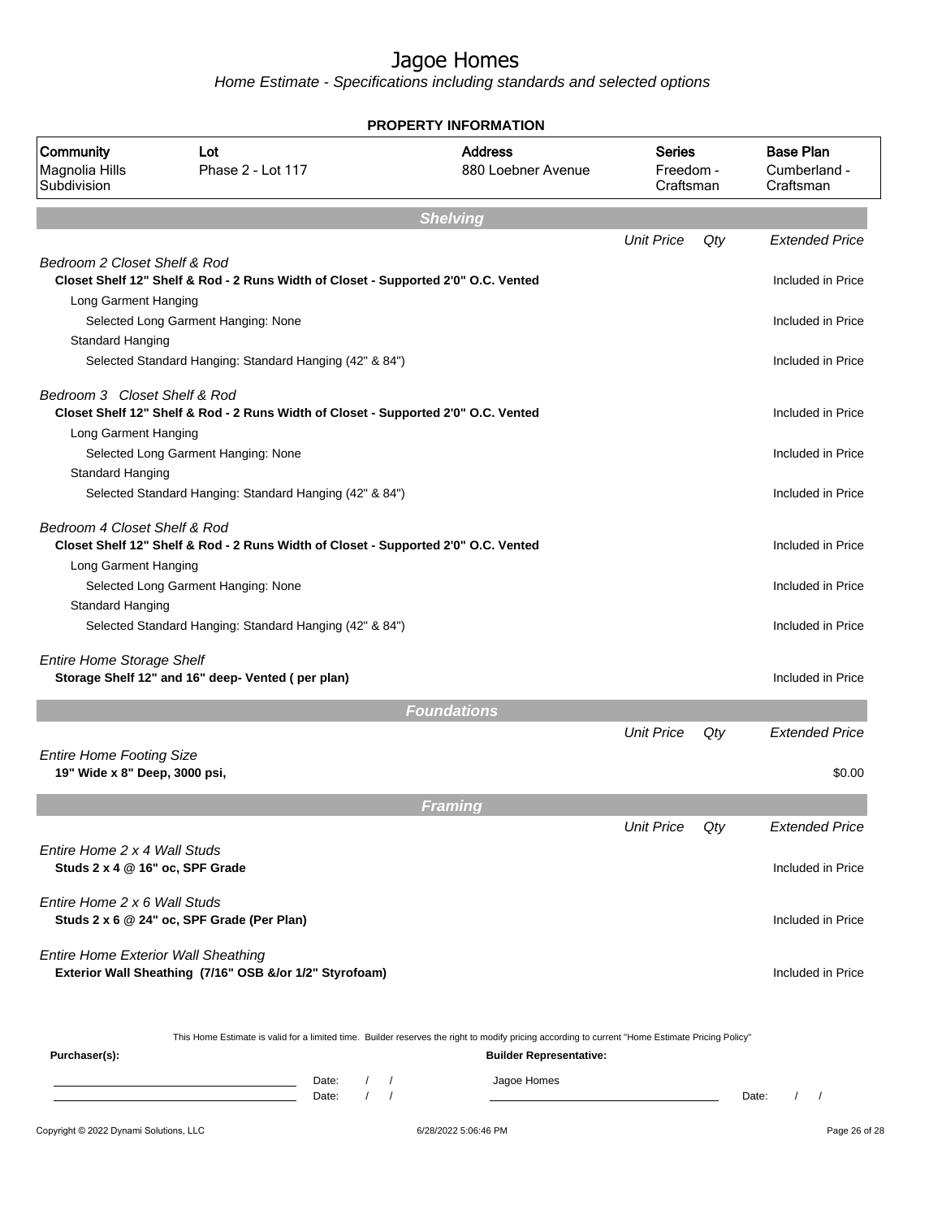# Jagoe Homes

*Home Estimate - Specifications including standards and selected options*

**PROPERTY INFORMATION**

| Community | Lot | Address | Series | Base Plan |
|---|---|---|---|---|
| Magnolia Hills Subdivision | Phase 2 - Lot 117 | 880 Loebner Avenue | Freedom - Craftsman | Cumberland - Craftsman |

## Shelving

| | Unit Price | Qty | Extended Price |
|---|---|---|---|
| *Bedroom 2 Closet Shelf & Rod* | | | |
| **Closet Shelf 12" Shelf & Rod - 2 Runs Width of Closet - Supported 2'0" O.C. Vented** | | | Included in Price |
| Long Garment Hanging | | | |
| Selected Long Garment Hanging: None | | | Included in Price |
| Standard Hanging | | | |
| Selected Standard Hanging: Standard Hanging (42" & 84") | | | Included in Price |
| *Bedroom 3 Closet Shelf & Rod* | | | |
| **Closet Shelf 12" Shelf & Rod - 2 Runs Width of Closet - Supported 2'0" O.C. Vented** | | | Included in Price |
| Long Garment Hanging | | | |
| Selected Long Garment Hanging: None | | | Included in Price |
| Standard Hanging | | | |
| Selected Standard Hanging: Standard Hanging (42" & 84") | | | Included in Price |
| *Bedroom 4 Closet Shelf & Rod* | | | |
| **Closet Shelf 12" Shelf & Rod - 2 Runs Width of Closet - Supported 2'0" O.C. Vented** | | | Included in Price |
| Long Garment Hanging | | | |
| Selected Long Garment Hanging: None | | | Included in Price |
| Standard Hanging | | | |
| Selected Standard Hanging: Standard Hanging (42" & 84") | | | Included in Price |
| *Entire Home Storage Shelf* | | | |
| **Storage Shelf 12" and 16" deep- Vented ( per plan)** | | | Included in Price |

## Foundations

| | Unit Price | Qty | Extended Price |
|---|---|---|---|
| *Entire Home Footing Size* | | | |
| **19" Wide x 8" Deep, 3000 psi,** | | | $0.00 |

## Framing

| | Unit Price | Qty | Extended Price |
|---|---|---|---|
| *Entire Home 2 x 4 Wall Studs* | | | |
| **Studs 2 x 4 @ 16" oc, SPF Grade** | | | Included in Price |
| *Entire Home 2 x 6 Wall Studs* | | | |
| **Studs 2 x 6 @ 24" oc, SPF Grade (Per Plan)** | | | Included in Price |
| *Entire Home Exterior Wall Sheathing* | | | |
| **Exterior Wall Sheathing (7/16" OSB &/or 1/2" Styrofoam)** | | | Included in Price |

This Home Estimate is valid for a limited time. Builder reserves the right to modify pricing according to current "Home Estimate Pricing Policy"

**Purchaser(s):**

Date: / /

Date: / /

**Builder Representative:**

Jagoe Homes

Date: / /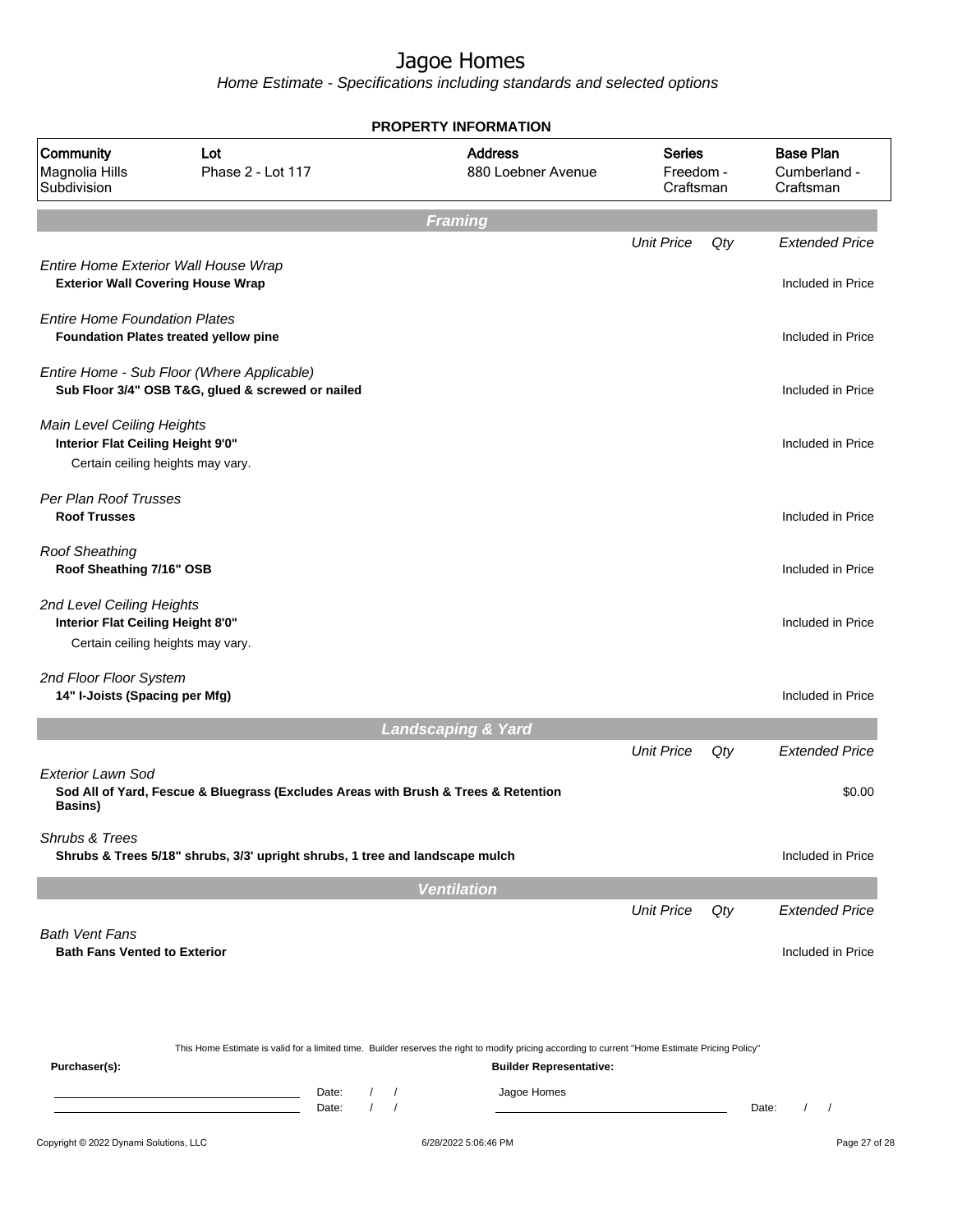# Jagoe Homes

*Home Estimate - Specifications including standards and selected options*

## PROPERTY INFORMATION

| Community | Lot | Address | Series | Base Plan |
|---|---|---|---|---|
| Magnolia Hills Subdivision | Phase 2 - Lot 117 | 880 Loebner Avenue | Freedom - Craftsman | Cumberland - Craftsman |

## Framing

| | Unit Price | Qty | Extended Price |
|---|---|---|---|
| *Entire Home Exterior Wall House Wrap*<br>**Exterior Wall Covering House Wrap** | | | Included in Price |
| *Entire Home Foundation Plates*<br>**Foundation Plates treated yellow pine** | | | Included in Price |
| *Entire Home - Sub Floor (Where Applicable)*<br>**Sub Floor 3/4" OSB T&G, glued & screwed or nailed** | | | Included in Price |
| *Main Level Ceiling Heights*<br>**Interior Flat Ceiling Height 9'0"**<br>Certain ceiling heights may vary. | | | Included in Price |
| *Per Plan Roof Trusses*<br>**Roof Trusses** | | | Included in Price |
| *Roof Sheathing*<br>**Roof Sheathing 7/16" OSB** | | | Included in Price |
| *2nd Level Ceiling Heights*<br>**Interior Flat Ceiling Height 8'0"**<br>Certain ceiling heights may vary. | | | Included in Price |
| *2nd Floor Floor System*<br>**14" I-Joists (Spacing per Mfg)** | | | Included in Price |

## Landscaping & Yard

| | Unit Price | Qty | Extended Price |
|---|---|---|---|
| *Exterior Lawn Sod*<br>**Sod All of Yard, Fescue & Bluegrass (Excludes Areas with Brush & Trees & Retention Basins)** | | | $0.00 |
| *Shrubs & Trees*<br>**Shrubs & Trees 5/18" shrubs, 3/3' upright shrubs, 1 tree and landscape mulch** | | | Included in Price |

## Ventilation

| | Unit Price | Qty | Extended Price |
|---|---|---|---|
| *Bath Vent Fans*<br>**Bath Fans Vented to Exterior** | | | Included in Price |

This Home Estimate is valid for a limited time. Builder reserves the right to modify pricing according to current "Home Estimate Pricing Policy"

**Purchaser(s):**

______________________ Date: / /

______________________ Date: / /

**Builder Representative:**

Jagoe Homes

______________________ Date: / /

Copyright © 2022 Dynami Solutions, LLC — 6/28/2022 5:06:46 PM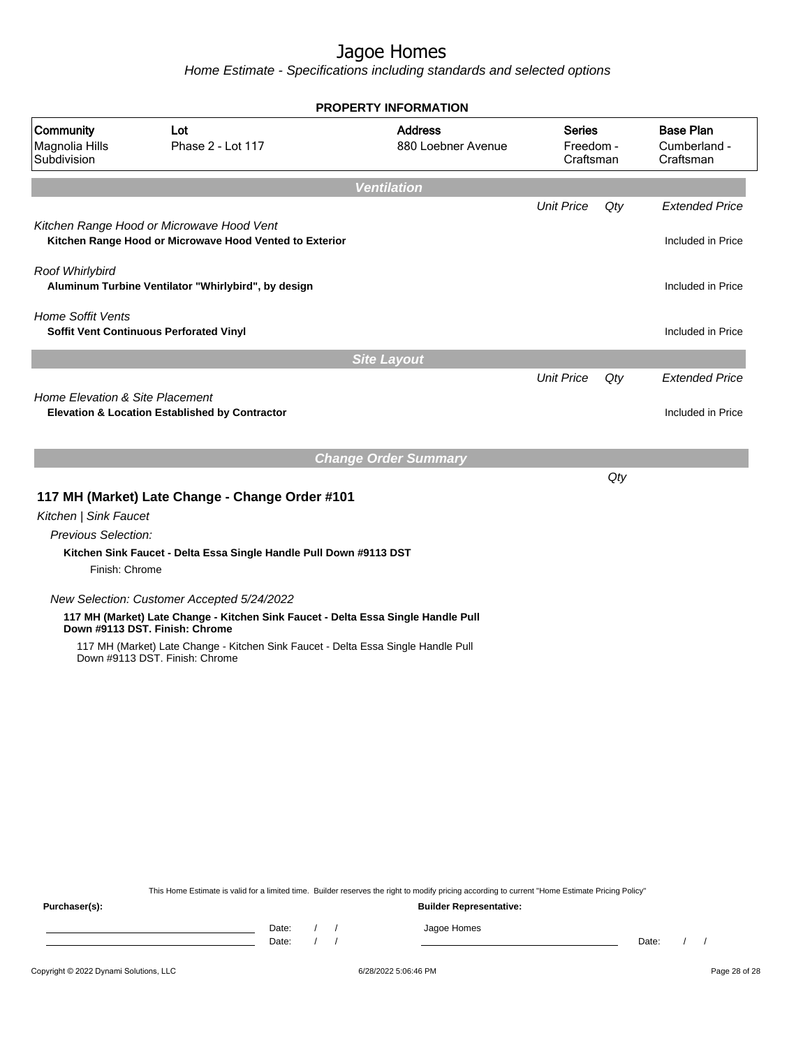# Jagoe Homes

*Home Estimate - Specifications including standards and selected options*

**PROPERTY INFORMATION**

| Community | Lot | Address | Series | Base Plan |
|---|---|---|---|---|
| Magnolia Hills Subdivision | Phase 2 - Lot 117 | 880 Loebner Avenue | Freedom - Craftsman | Cumberland - Craftsman |

## Ventilation

| | Unit Price | Qty | Extended Price |
|---|---|---|---|
| *Kitchen Range Hood or Microwave Hood Vent* | | | |
| **Kitchen Range Hood or Microwave Hood Vented to Exterior** | | | Included in Price |
| *Roof Whirlybird* | | | |
| **Aluminum Turbine Ventilator "Whirlybird", by design** | | | Included in Price |
| *Home Soffit Vents* | | | |
| **Soffit Vent Continuous Perforated Vinyl** | | | Included in Price |

## Site Layout

| | Unit Price | Qty | Extended Price |
|---|---|---|---|
| *Home Elevation & Site Placement* | | | |
| **Elevation & Location Established by Contractor** | | | Included in Price |

## Change Order Summary

Qty

### 117 MH (Market) Late Change - Change Order #101

*Kitchen | Sink Faucet*

*Previous Selection:*

**Kitchen Sink Faucet - Delta Essa Single Handle Pull Down #9113 DST**

Finish: Chrome

*New Selection: Customer Accepted 5/24/2022*

**117 MH (Market) Late Change - Kitchen Sink Faucet - Delta Essa Single Handle Pull Down #9113 DST. Finish: Chrome**

117 MH (Market) Late Change - Kitchen Sink Faucet - Delta Essa Single Handle Pull Down #9113 DST. Finish: Chrome

This Home Estimate is valid for a limited time. Builder reserves the right to modify pricing according to current "Home Estimate Pricing Policy"

**Purchaser(s):** Date: / / Date: / /

**Builder Representative:** Jagoe Homes Date: / /